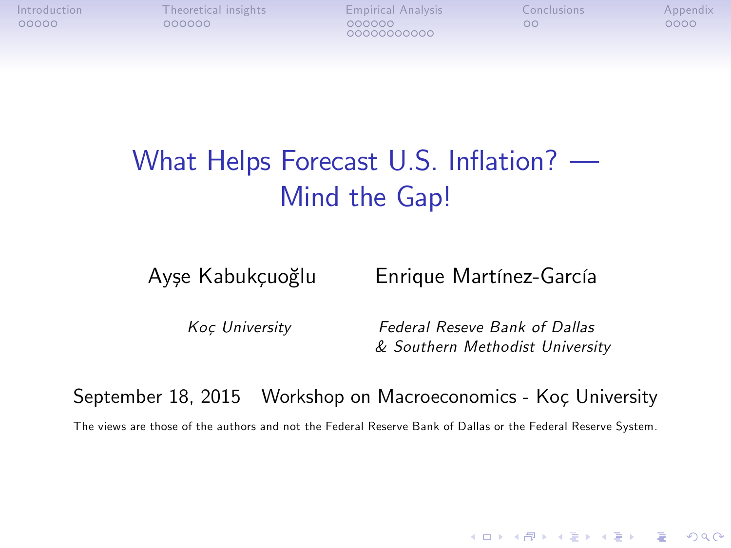# What Helps Forecast U.S. Inflation? — Mind the Gap!

Ayşe Kabukçuoğlu

*Koç University*

Enrique Martínez-García

*Federal Reseve Bank of Dallas*
*& Southern Methodist University*

September 18, 2015 Workshop on Macroeconomics - Koç University

The views are those of the authors and not the Federal Reserve Bank of Dallas or the Federal Reserve System.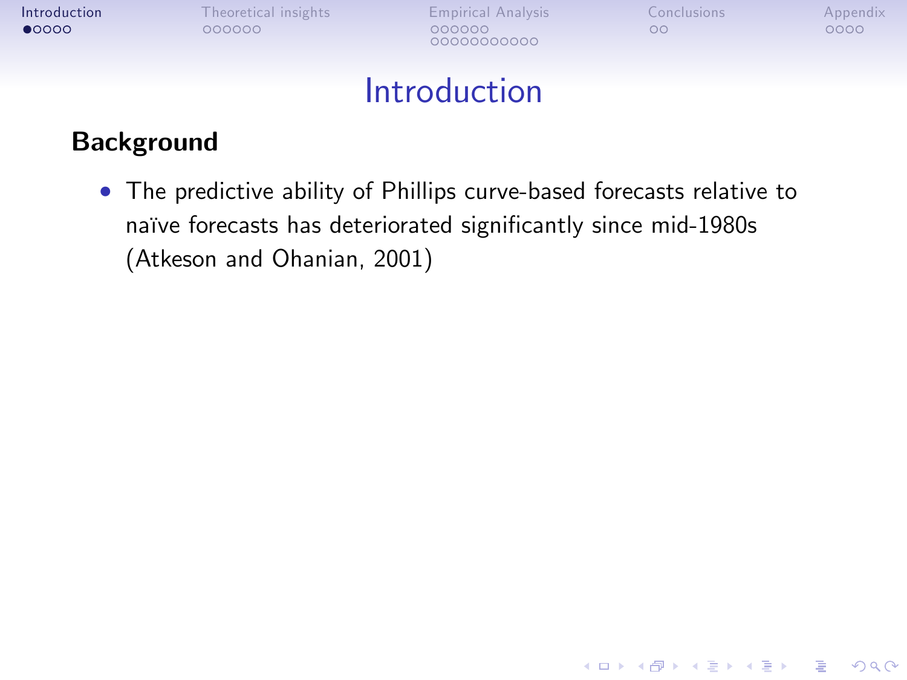# Introduction

## Background

- The predictive ability of Phillips curve-based forecasts relative to naïve forecasts has deteriorated significantly since mid-1980s (Atkeson and Ohanian, 2001)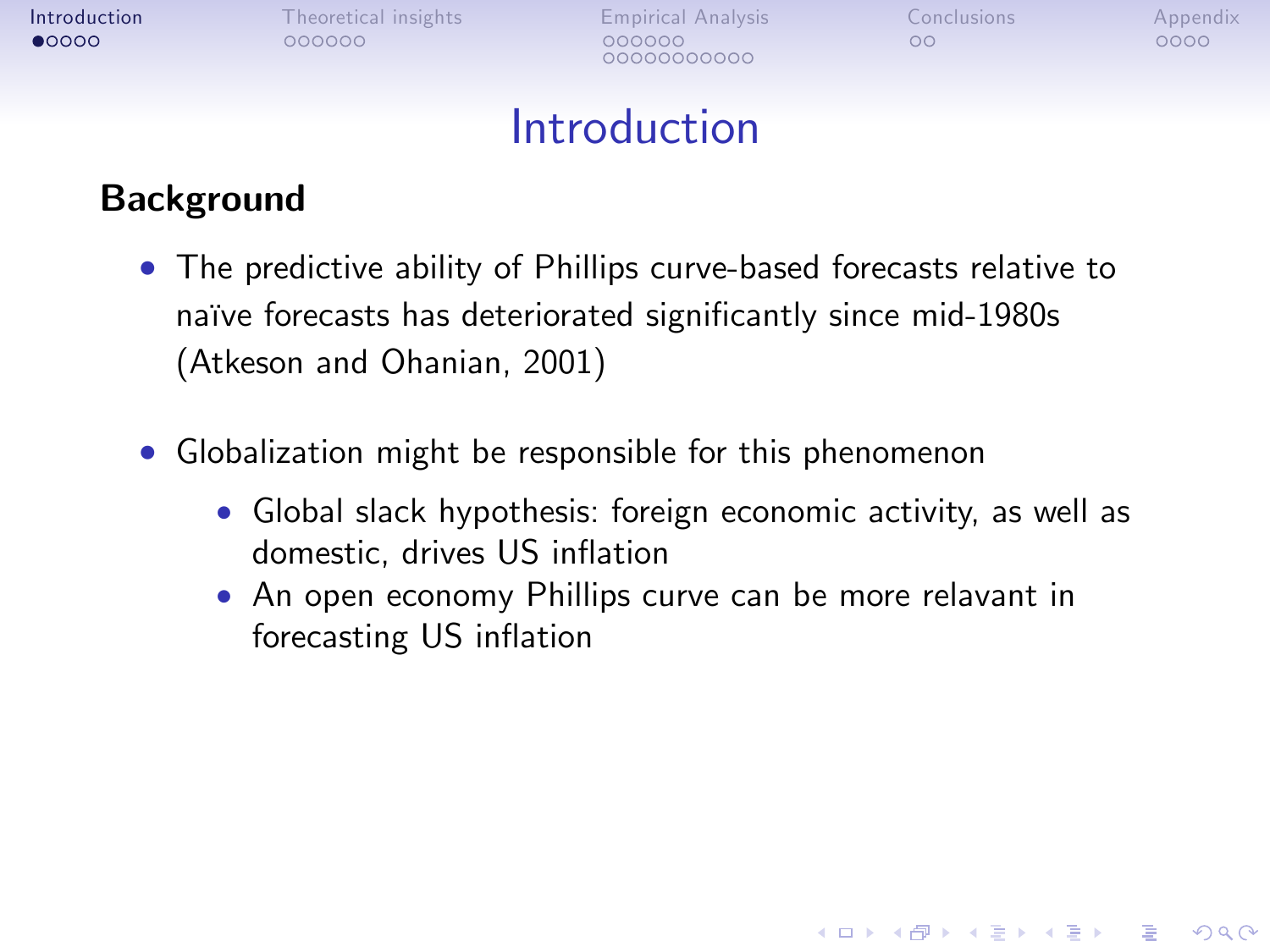# Introduction

## Background

- The predictive ability of Phillips curve-based forecasts relative to naïve forecasts has deteriorated significantly since mid-1980s (Atkeson and Ohanian, 2001)
- Globalization might be responsible for this phenomenon
  - Global slack hypothesis: foreign economic activity, as well as domestic, drives US inflation
  - An open economy Phillips curve can be more relavant in forecasting US inflation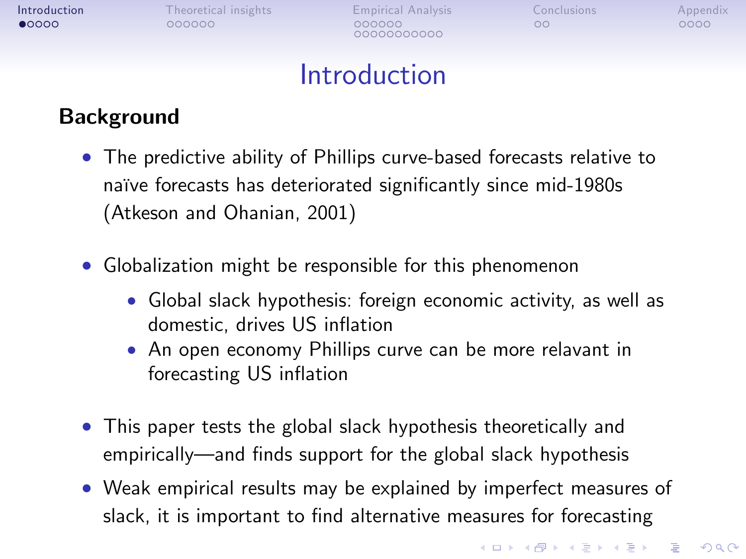# Introduction

## Background

- The predictive ability of Phillips curve-based forecasts relative to naïve forecasts has deteriorated significantly since mid-1980s (Atkeson and Ohanian, 2001)

- Globalization might be responsible for this phenomenon
  - Global slack hypothesis: foreign economic activity, as well as domestic, drives US inflation
  - An open economy Phillips curve can be more relavant in forecasting US inflation

- This paper tests the global slack hypothesis theoretically and empirically—and finds support for the global slack hypothesis
- Weak empirical results may be explained by imperfect measures of slack, it is important to find alternative measures for forecasting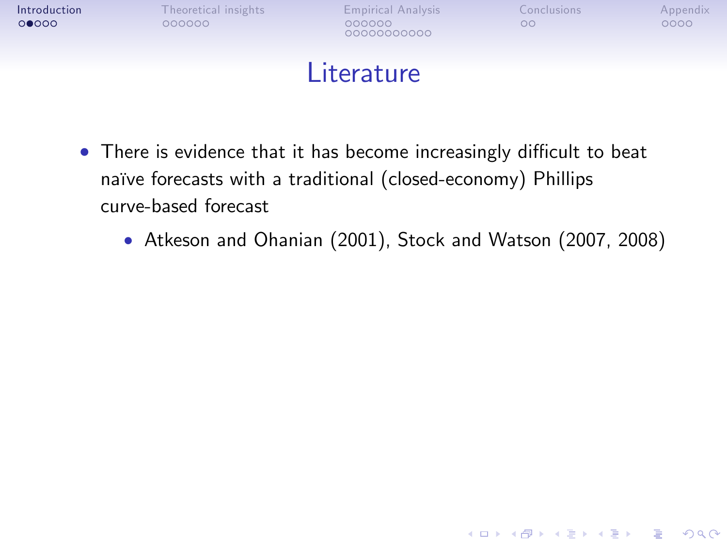# Literature

- There is evidence that it has become increasingly difficult to beat naïve forecasts with a traditional (closed-economy) Phillips curve-based forecast
  - Atkeson and Ohanian (2001), Stock and Watson (2007, 2008)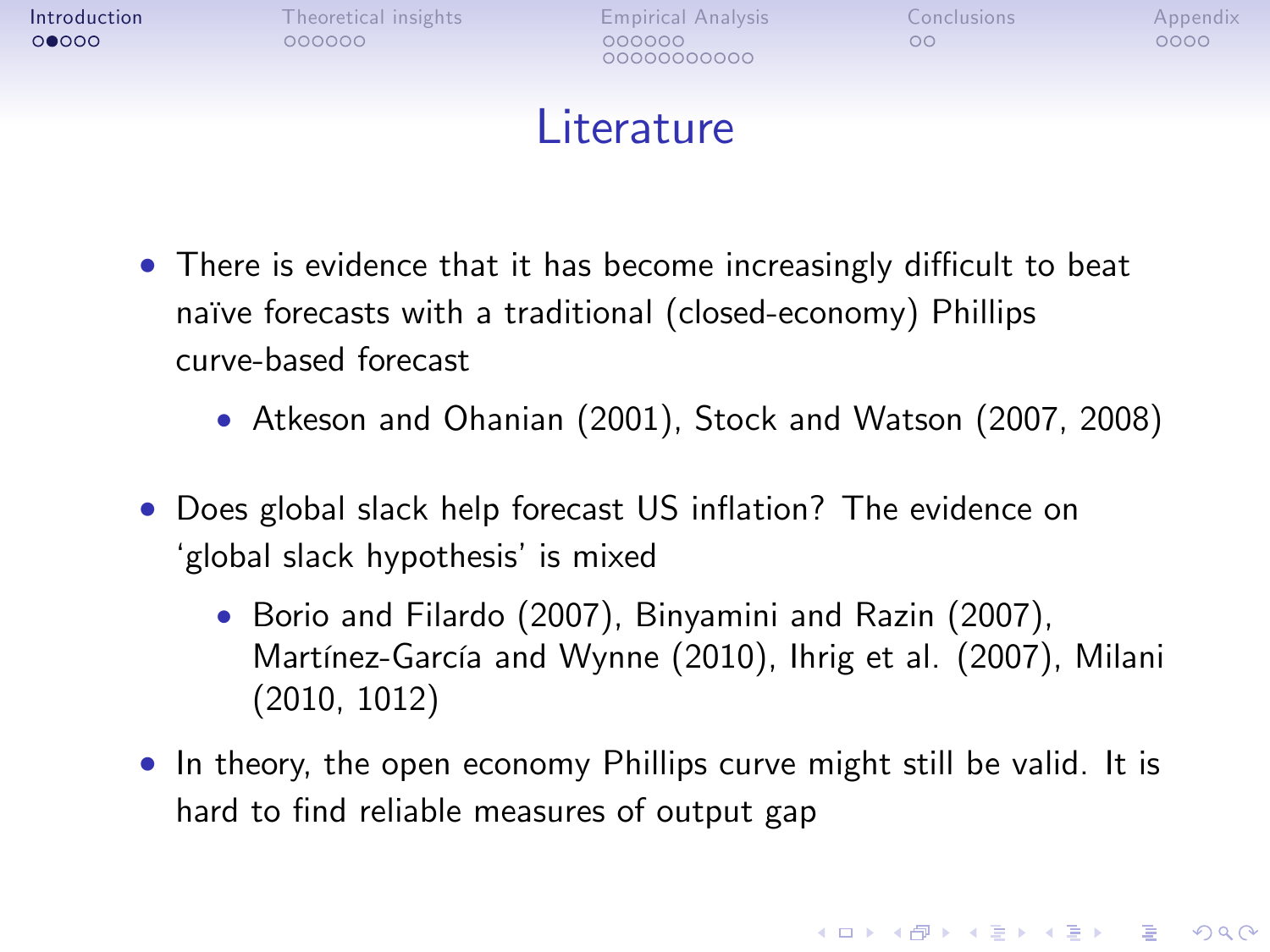# Literature

- There is evidence that it has become increasingly difficult to beat naïve forecasts with a traditional (closed-economy) Phillips curve-based forecast
  - Atkeson and Ohanian (2001), Stock and Watson (2007, 2008)
- Does global slack help forecast US inflation? The evidence on 'global slack hypothesis' is mixed
  - Borio and Filardo (2007), Binyamini and Razin (2007), Martínez-García and Wynne (2010), Ihrig et al. (2007), Milani (2010, 1012)
- In theory, the open economy Phillips curve might still be valid. It is hard to find reliable measures of output gap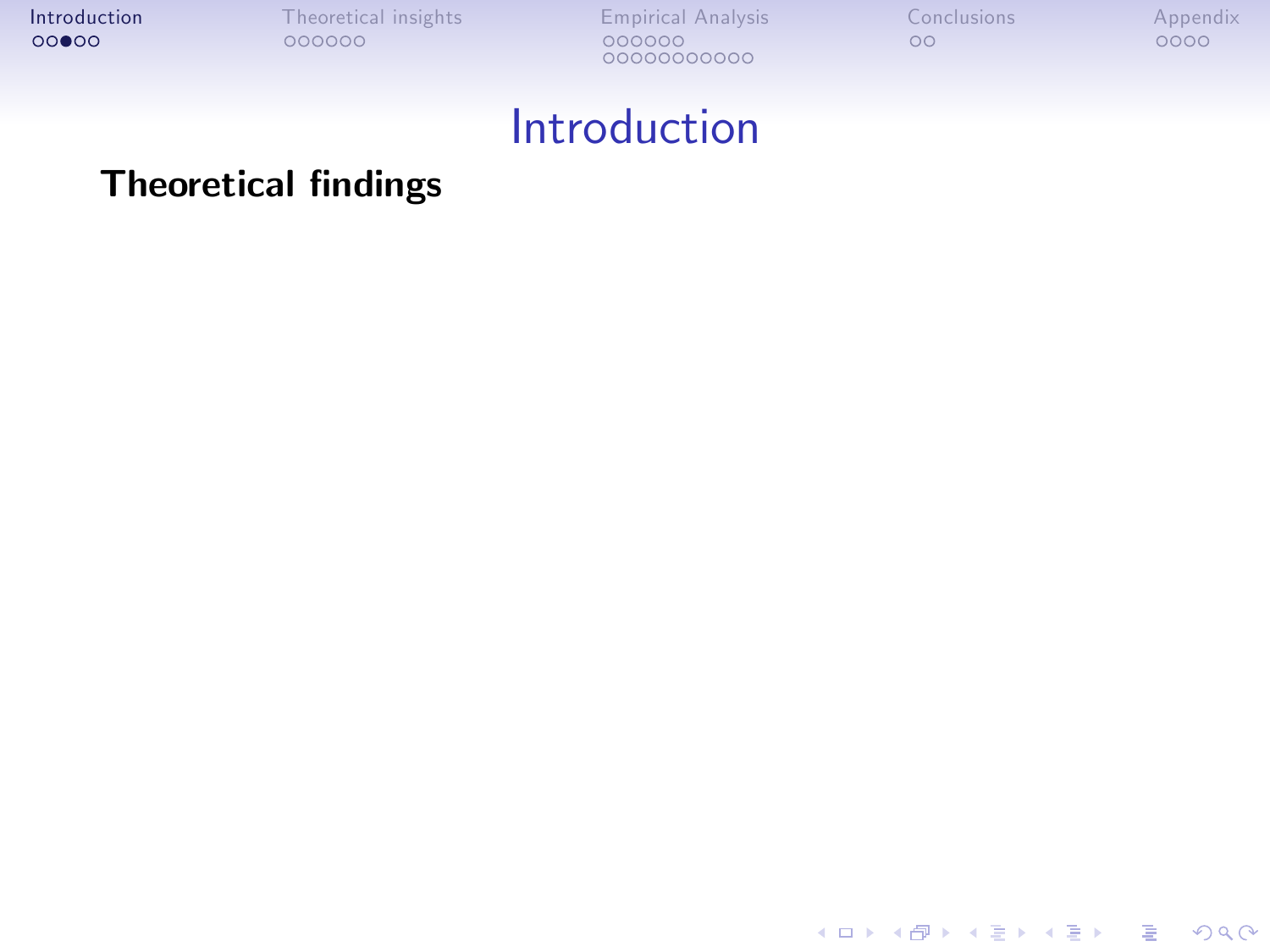# Introduction

**Theoretical findings**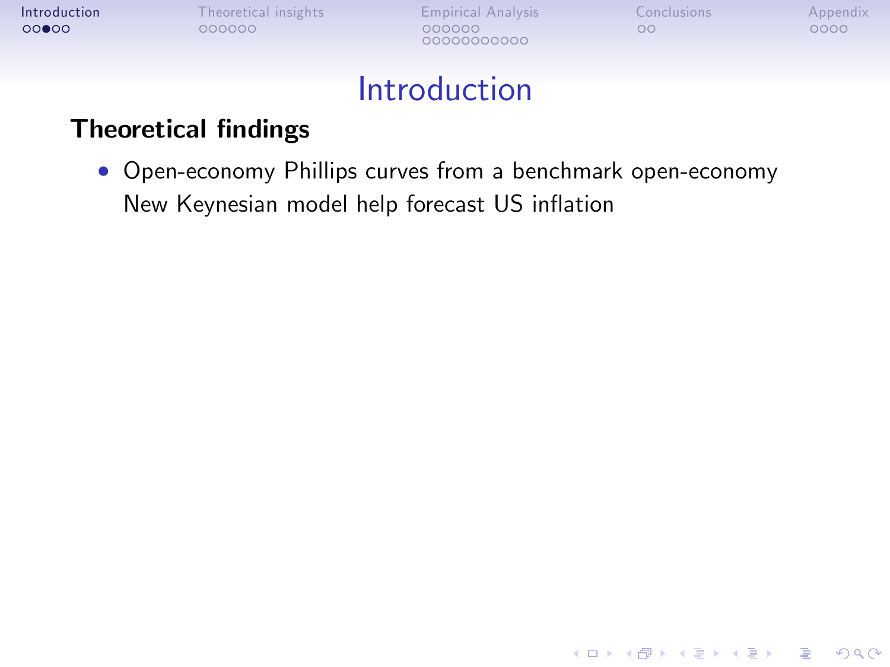# Introduction

**Theoretical findings**

- Open-economy Phillips curves from a benchmark open-economy New Keynesian model help forecast US inflation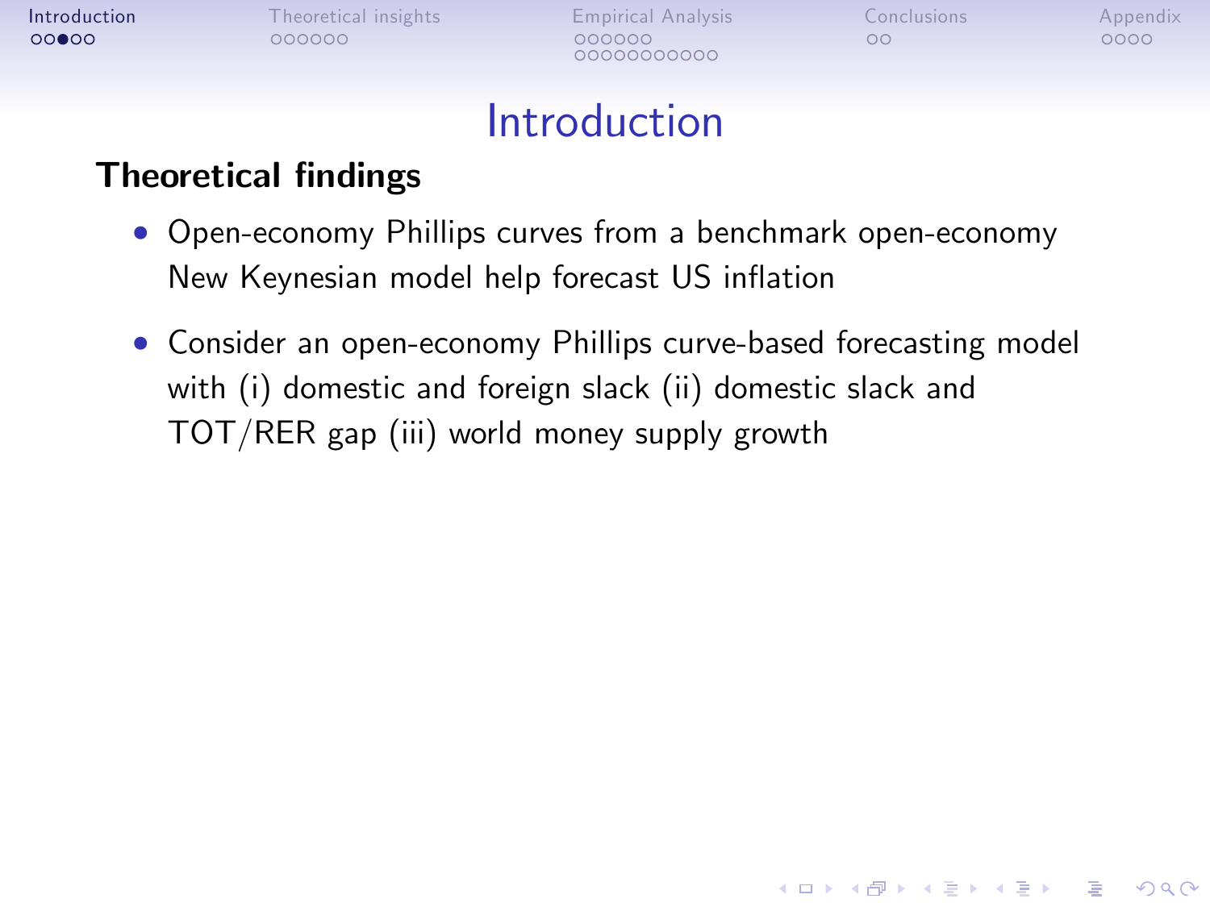# Introduction

## Theoretical findings

- Open-economy Phillips curves from a benchmark open-economy New Keynesian model help forecast US inflation
- Consider an open-economy Phillips curve-based forecasting model with (i) domestic and foreign slack (ii) domestic slack and TOT/RER gap (iii) world money supply growth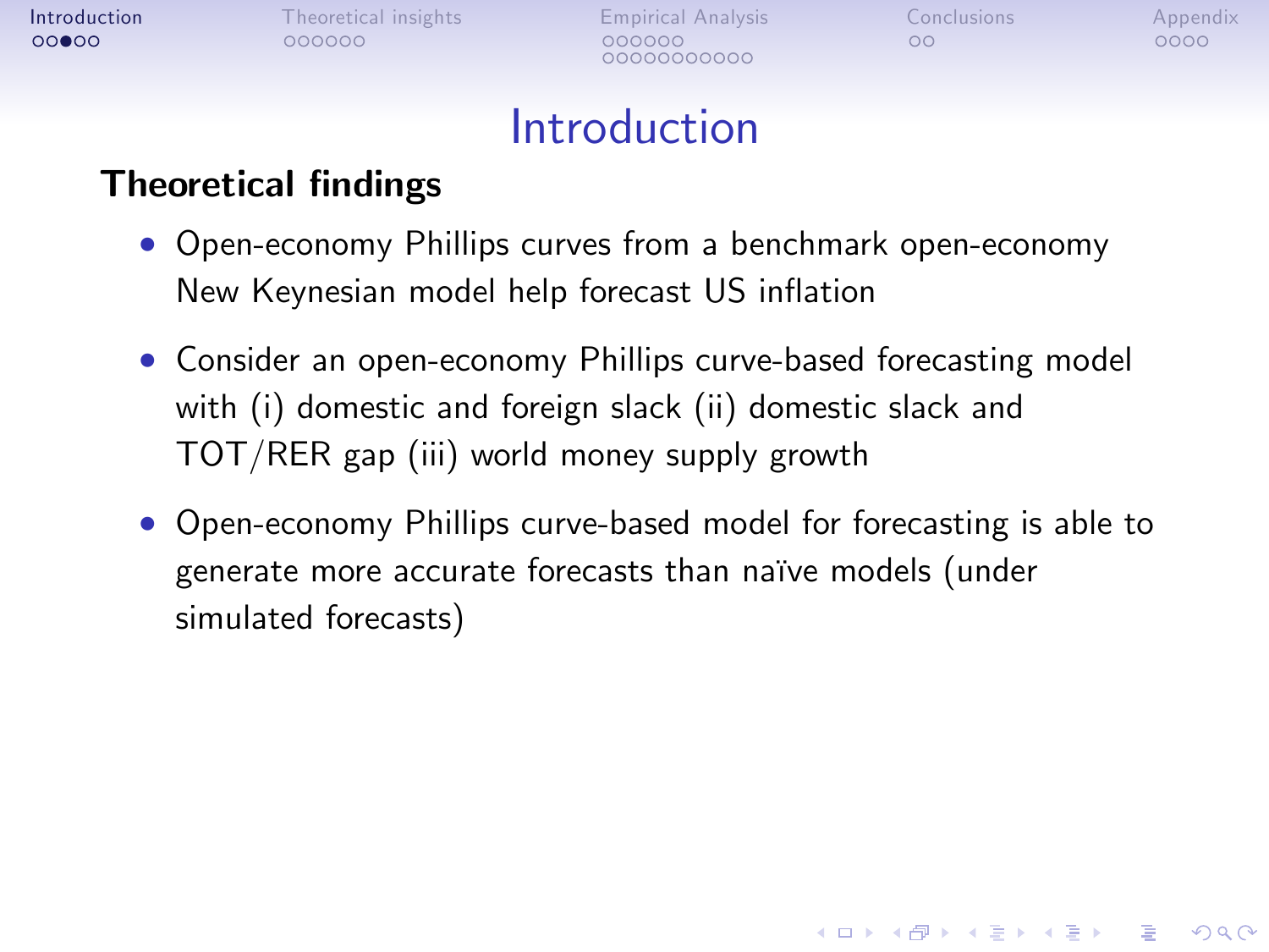# Introduction

## Theoretical findings

- Open-economy Phillips curves from a benchmark open-economy New Keynesian model help forecast US inflation
- Consider an open-economy Phillips curve-based forecasting model with (i) domestic and foreign slack (ii) domestic slack and TOT/RER gap (iii) world money supply growth
- Open-economy Phillips curve-based model for forecasting is able to generate more accurate forecasts than naïve models (under simulated forecasts)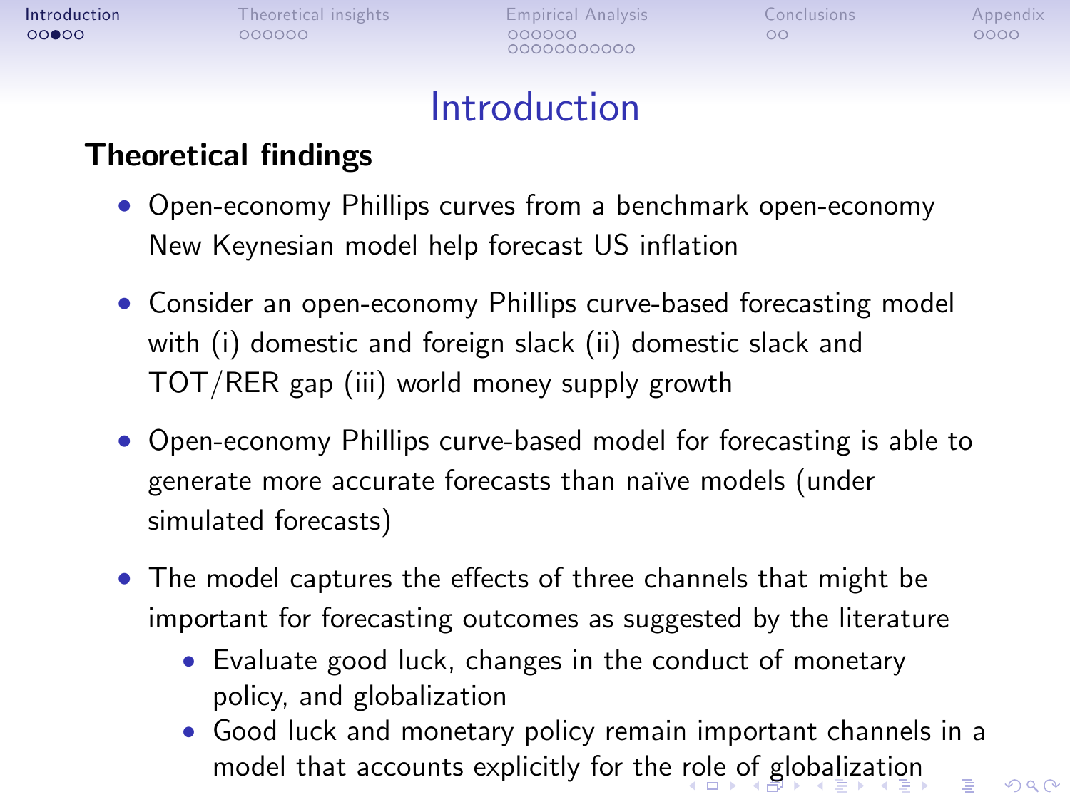# Introduction

## Theoretical findings

- Open-economy Phillips curves from a benchmark open-economy New Keynesian model help forecast US inflation
- Consider an open-economy Phillips curve-based forecasting model with (i) domestic and foreign slack (ii) domestic slack and TOT/RER gap (iii) world money supply growth
- Open-economy Phillips curve-based model for forecasting is able to generate more accurate forecasts than naïve models (under simulated forecasts)
- The model captures the effects of three channels that might be important for forecasting outcomes as suggested by the literature
  - Evaluate good luck, changes in the conduct of monetary policy, and globalization
  - Good luck and monetary policy remain important channels in a model that accounts explicitly for the role of globalization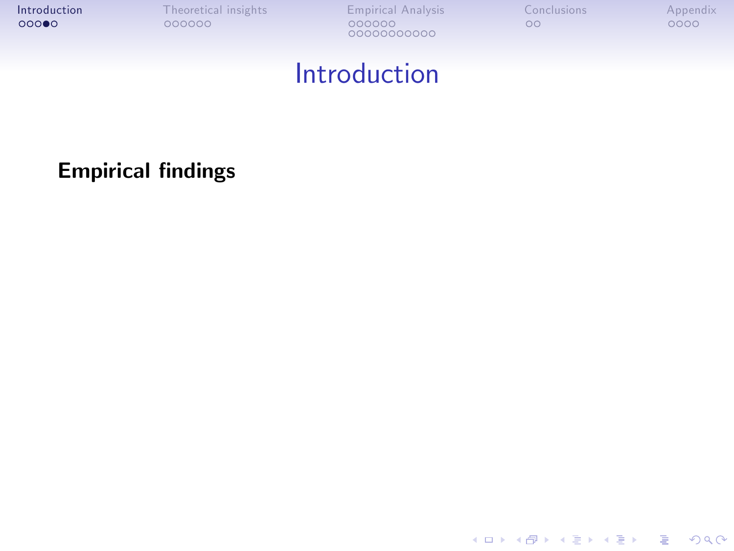# Introduction

**Empirical findings**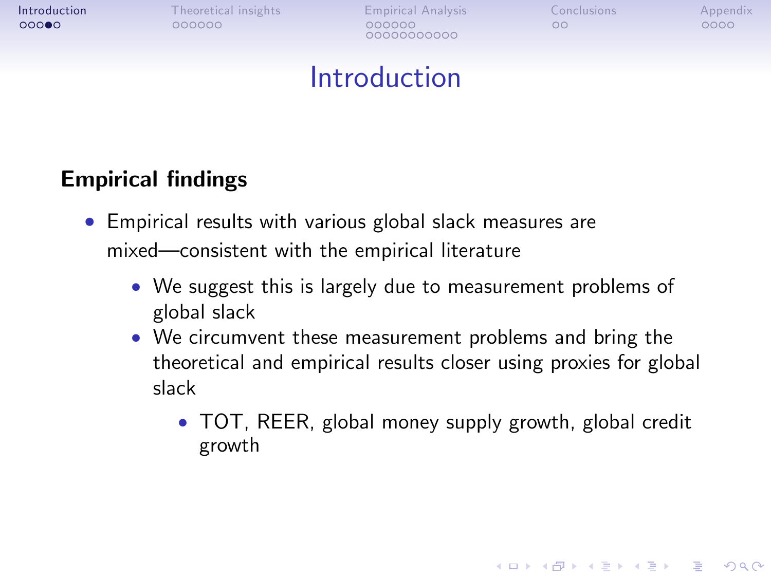# Introduction

**Empirical findings**

- Empirical results with various global slack measures are mixed—consistent with the empirical literature
  - We suggest this is largely due to measurement problems of global slack
  - We circumvent these measurement problems and bring the theoretical and empirical results closer using proxies for global slack
    - TOT, REER, global money supply growth, global credit growth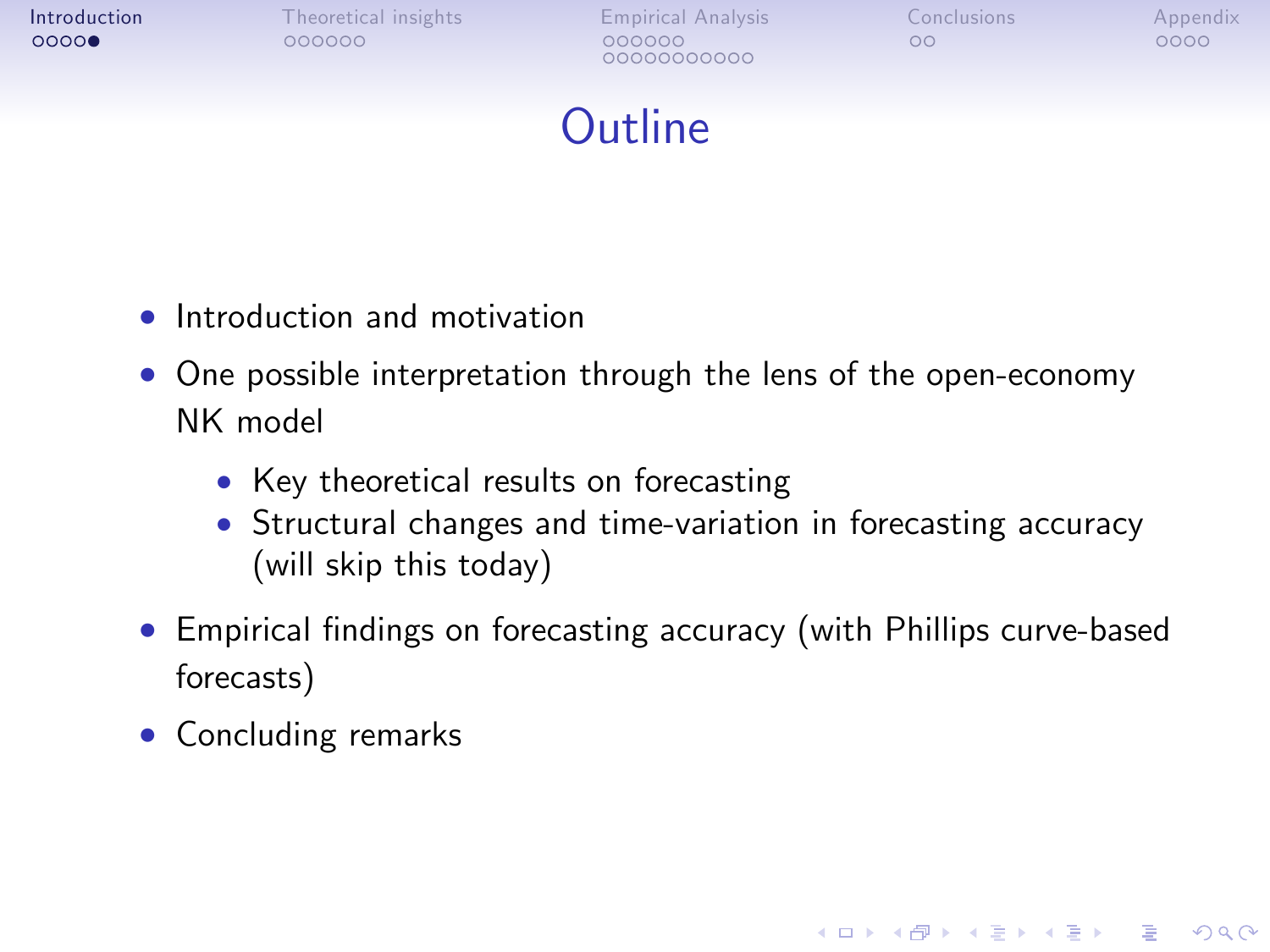# Outline

- Introduction and motivation
- One possible interpretation through the lens of the open-economy NK model
  - Key theoretical results on forecasting
  - Structural changes and time-variation in forecasting accuracy (will skip this today)
- Empirical findings on forecasting accuracy (with Phillips curve-based forecasts)
- Concluding remarks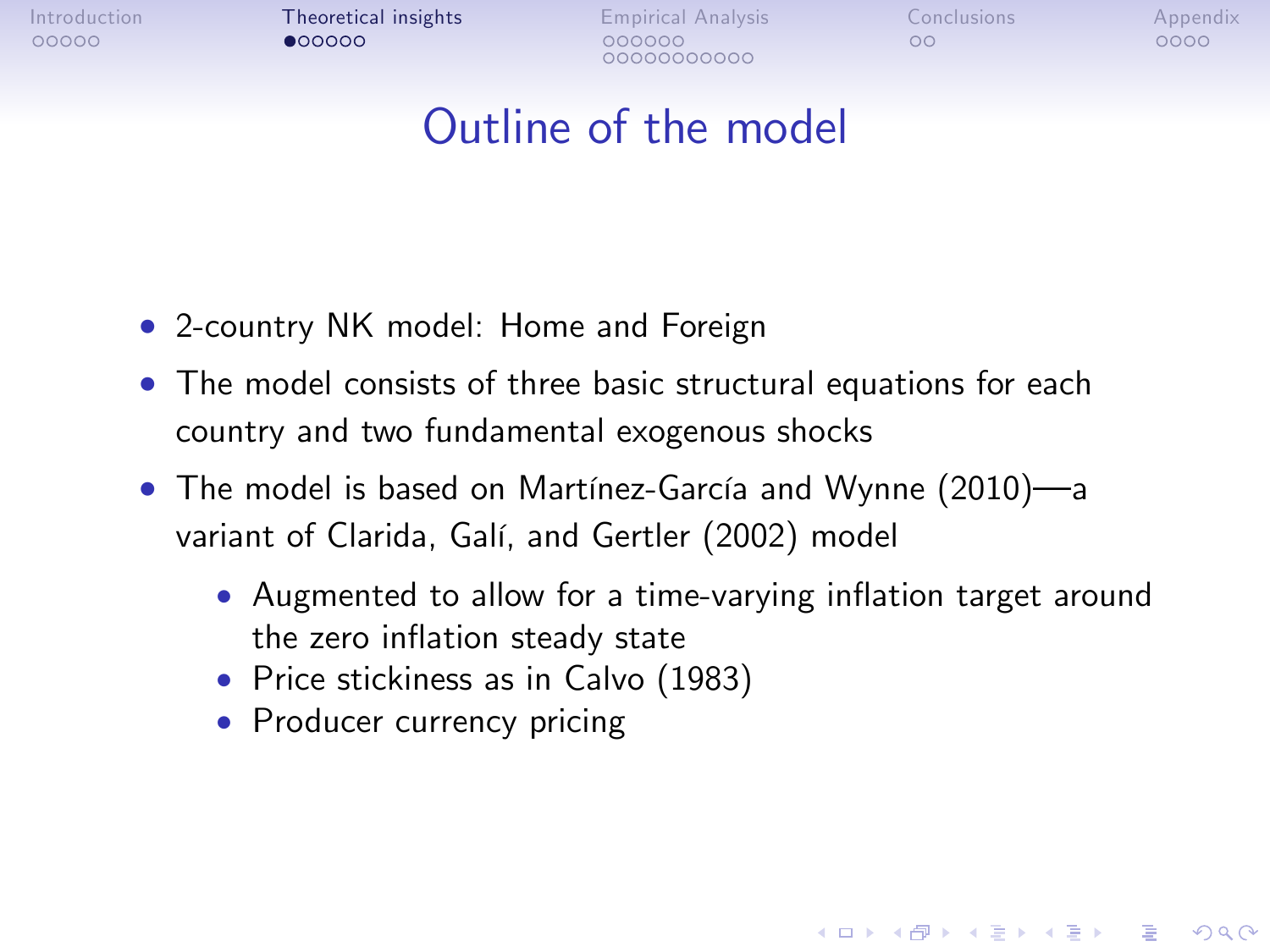# Outline of the model

- 2-country NK model: Home and Foreign
- The model consists of three basic structural equations for each country and two fundamental exogenous shocks
- The model is based on Martínez-García and Wynne (2010)—a variant of Clarida, Galí, and Gertler (2002) model
  - Augmented to allow for a time-varying inflation target around the zero inflation steady state
  - Price stickiness as in Calvo (1983)
  - Producer currency pricing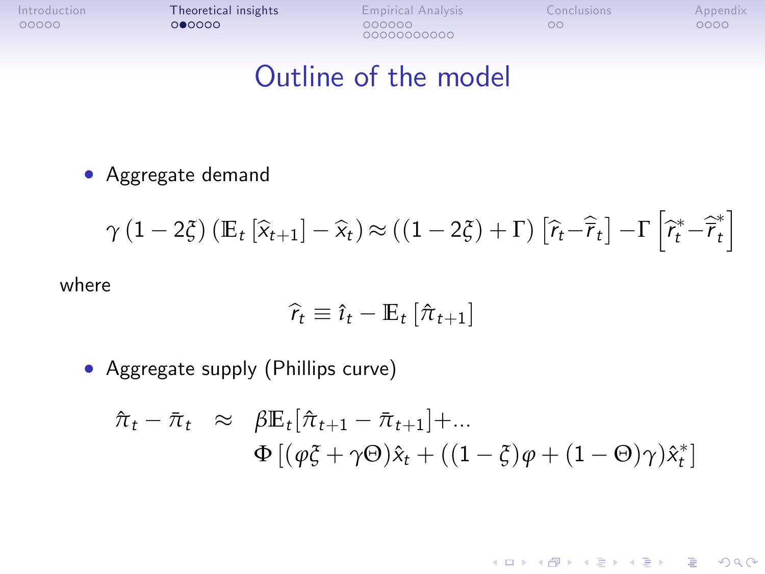# Outline of the model

- Aggregate demand

$$\gamma \left(1 - 2\xi\right) \left(\mathbb{E}_t \left[\widehat{x}_{t+1}\right] - \widehat{x}_t\right) \approx \left(\left(1 - 2\xi\right) + \Gamma\right) \left[\widehat{r}_t - \widehat{\overline{r}}_t\right] - \Gamma \left[\widehat{r}^*_t - \widehat{\overline{r}}^*_t\right]$$

where

$$\widehat{r}_t \equiv \hat{\imath}_t - \mathbb{E}_t \left[\hat{\pi}_{t+1}\right]$$

- Aggregate supply (Phillips curve)

$$\begin{aligned} \hat{\pi}_t - \bar{\pi}_t \quad \approx \quad & \beta \mathbb{E}_t [\hat{\pi}_{t+1} - \bar{\pi}_{t+1}] + \ldots \\ & \Phi \left[ (\varphi \xi + \gamma \Theta) \hat{x}_t + ((1 - \xi)\varphi + (1 - \Theta)\gamma) \hat{x}^*_t \right] \end{aligned}$$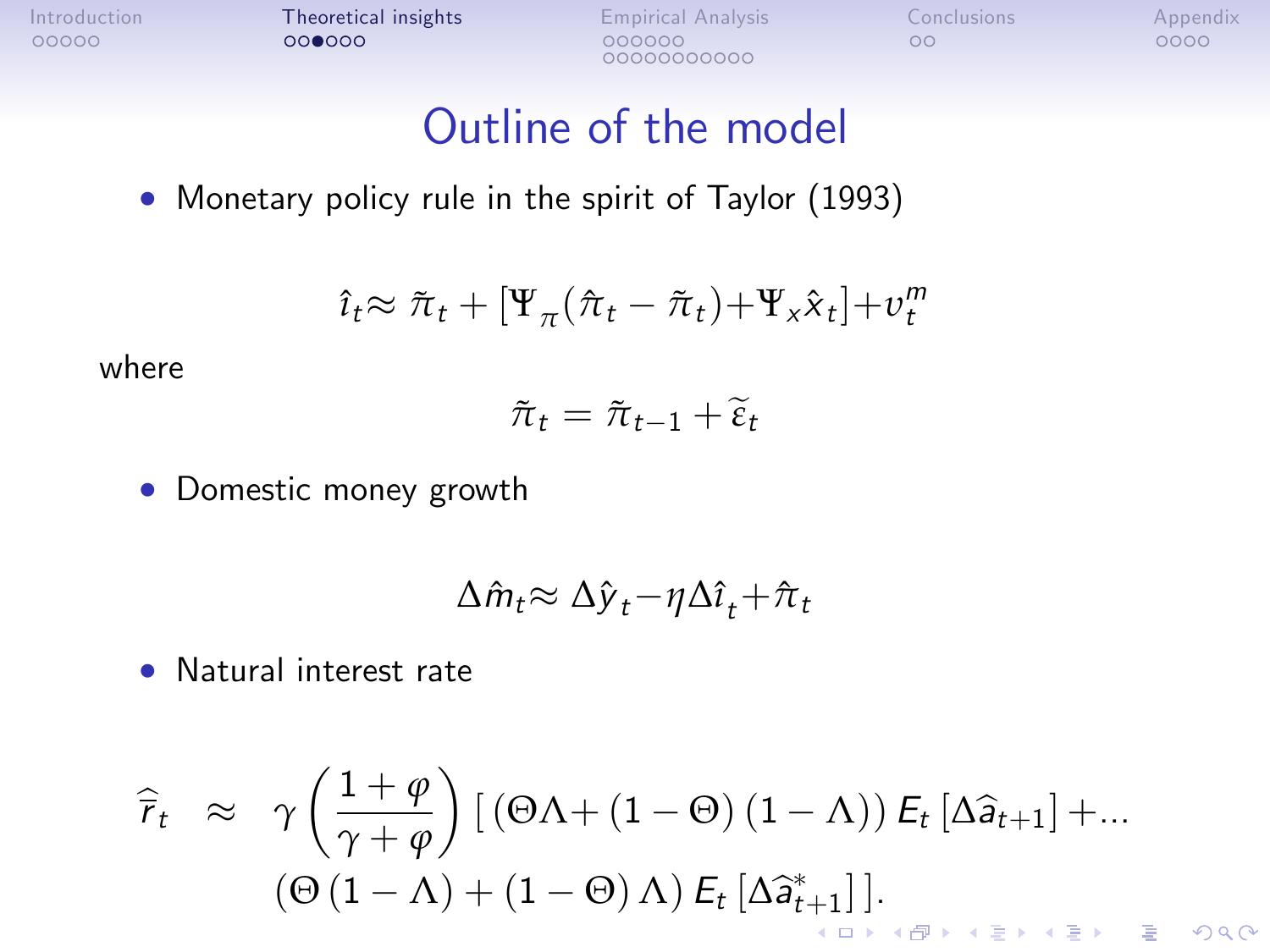# Outline of the model

- Monetary policy rule in the spirit of Taylor (1993)

$$\hat{\imath}_t \approx \tilde{\pi}_t + \left[\Psi_\pi (\hat{\pi}_t - \tilde{\pi}_t) + \Psi_x \hat{x}_t\right] + v_t^m$$

where

$$\tilde{\pi}_t = \tilde{\pi}_{t-1} + \widetilde{\varepsilon}_t$$

- Domestic money growth

$$\Delta \hat{m}_t \approx \Delta \hat{y}_t - \eta \Delta \hat{\imath}_t + \hat{\pi}_t$$

- Natural interest rate

$$\begin{aligned} \widehat{\overline{r}}_t \approx \; & \gamma \left( \frac{1+\varphi}{\gamma+\varphi} \right) \left[ \left( \Theta\Lambda + (1-\Theta)(1-\Lambda) \right) E_t \left[ \Delta \widehat{a}_{t+1} \right] + \ldots \right. \\ & \left. \left( \Theta (1-\Lambda) + (1-\Theta) \Lambda \right) E_t \left[ \Delta \widehat{a}_{t+1}^{*} \right] \right]. \end{aligned}$$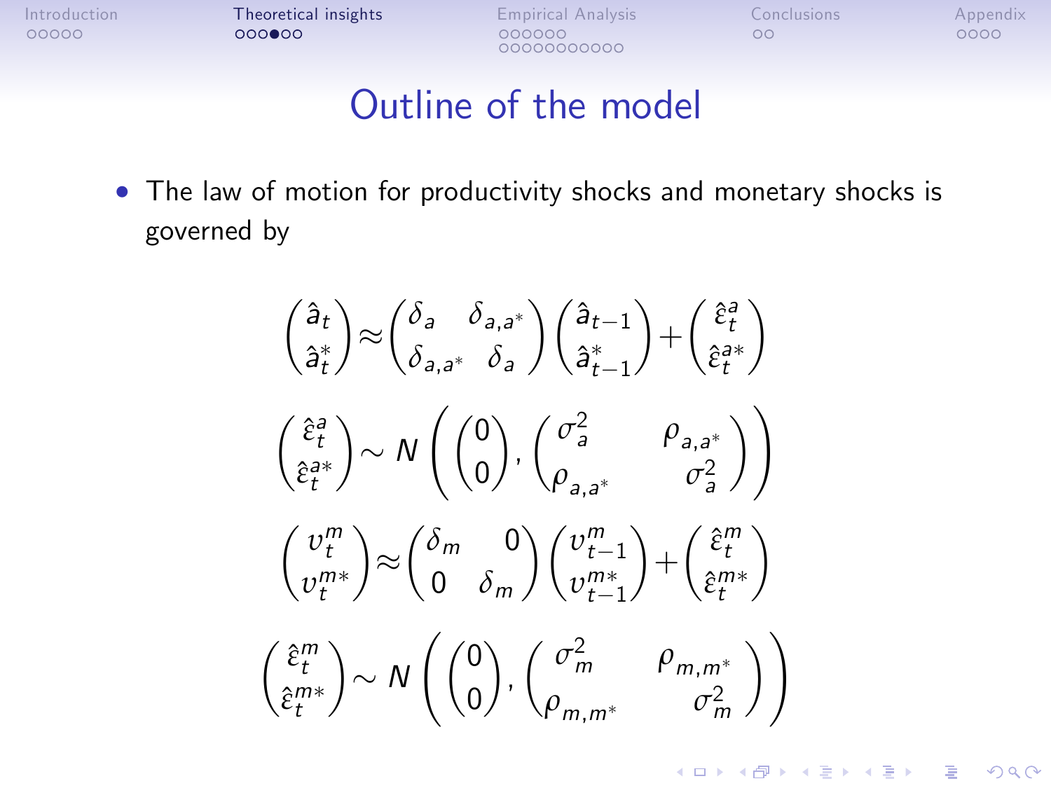# Outline of the model

- The law of motion for productivity shocks and monetary shocks is governed by

$$
\begin{pmatrix} \hat{a}_t \\ \hat{a}_t^* \end{pmatrix} \approx \begin{pmatrix} \delta_a & \delta_{a,a^*} \\ \delta_{a,a^*} & \delta_a \end{pmatrix} \begin{pmatrix} \hat{a}_{t-1} \\ \hat{a}_{t-1}^* \end{pmatrix} + \begin{pmatrix} \hat{\varepsilon}_t^a \\ \hat{\varepsilon}_t^{a*} \end{pmatrix}
$$

$$
\begin{pmatrix} \hat{\varepsilon}_t^a \\ \hat{\varepsilon}_t^{a*} \end{pmatrix} \sim N\left( \begin{pmatrix} 0 \\ 0 \end{pmatrix}, \begin{pmatrix} \sigma_a^2 & \rho_{a,a^*} \\ \rho_{a,a^*} & \sigma_a^2 \end{pmatrix} \right)
$$

$$
\begin{pmatrix} \upsilon_t^m \\ \upsilon_t^{m*} \end{pmatrix} \approx \begin{pmatrix} \delta_m & 0 \\ 0 & \delta_m \end{pmatrix} \begin{pmatrix} \upsilon_{t-1}^m \\ \upsilon_{t-1}^{m*} \end{pmatrix} + \begin{pmatrix} \hat{\varepsilon}_t^m \\ \hat{\varepsilon}_t^{m*} \end{pmatrix}
$$

$$
\begin{pmatrix} \hat{\varepsilon}_t^m \\ \hat{\varepsilon}_t^{m*} \end{pmatrix} \sim N\left( \begin{pmatrix} 0 \\ 0 \end{pmatrix}, \begin{pmatrix} \sigma_m^2 & \rho_{m,m^*} \\ \rho_{m,m^*} & \sigma_m^2 \end{pmatrix} \right)
$$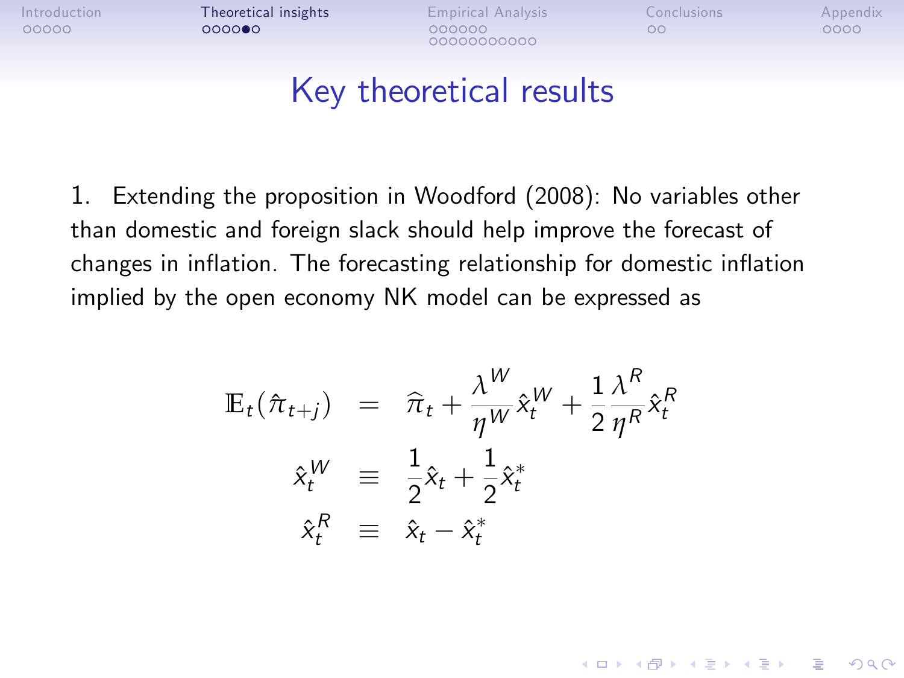# Key theoretical results

1. Extending the proposition in Woodford (2008): No variables other than domestic and foreign slack should help improve the forecast of changes in inflation. The forecasting relationship for domestic inflation implied by the open economy NK model can be expressed as

$$
\begin{aligned}
\mathbb{E}_t(\hat{\pi}_{t+j}) &= \widehat{\pi}_t + \frac{\lambda^W}{\eta^W}\hat{x}_t^W + \frac{1}{2}\frac{\lambda^R}{\eta^R}\hat{x}_t^R \\
\hat{x}_t^W &\equiv \frac{1}{2}\hat{x}_t + \frac{1}{2}\hat{x}_t^* \\
\hat{x}_t^R &\equiv \hat{x}_t - \hat{x}_t^*
\end{aligned}
$$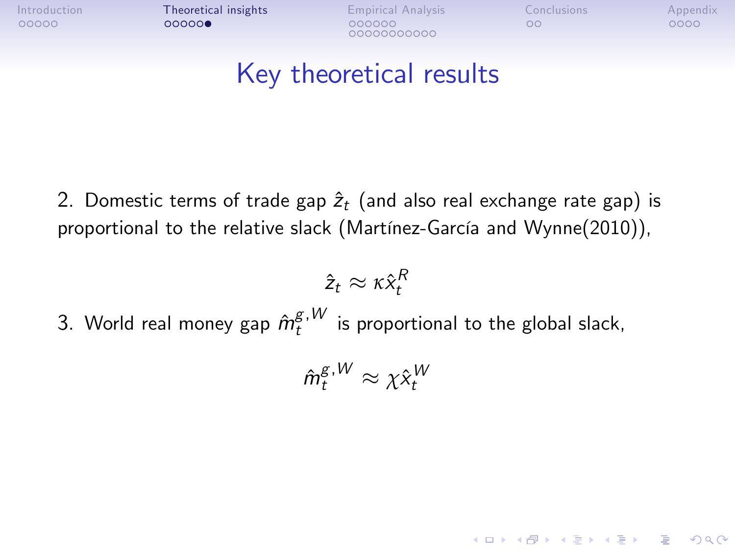# Key theoretical results

2. Domestic terms of trade gap $\hat{z}_t$ (and also real exchange rate gap) is proportional to the relative slack (Martínez-García and Wynne(2010)),

$$\hat{z}_t \approx \kappa \hat{x}_t^R$$

3. World real money gap $\hat{m}_t^{g,W}$ is proportional to the global slack,

$$\hat{m}_t^{g,W} \approx \chi \hat{x}_t^W$$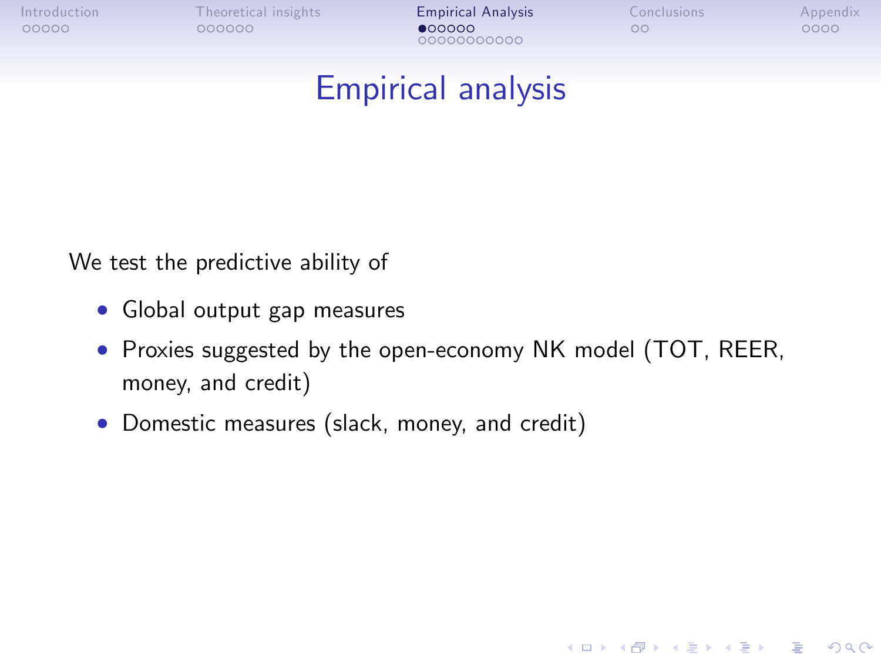# Empirical analysis

We test the predictive ability of

- Global output gap measures
- Proxies suggested by the open-economy NK model (TOT, REER, money, and credit)
- Domestic measures (slack, money, and credit)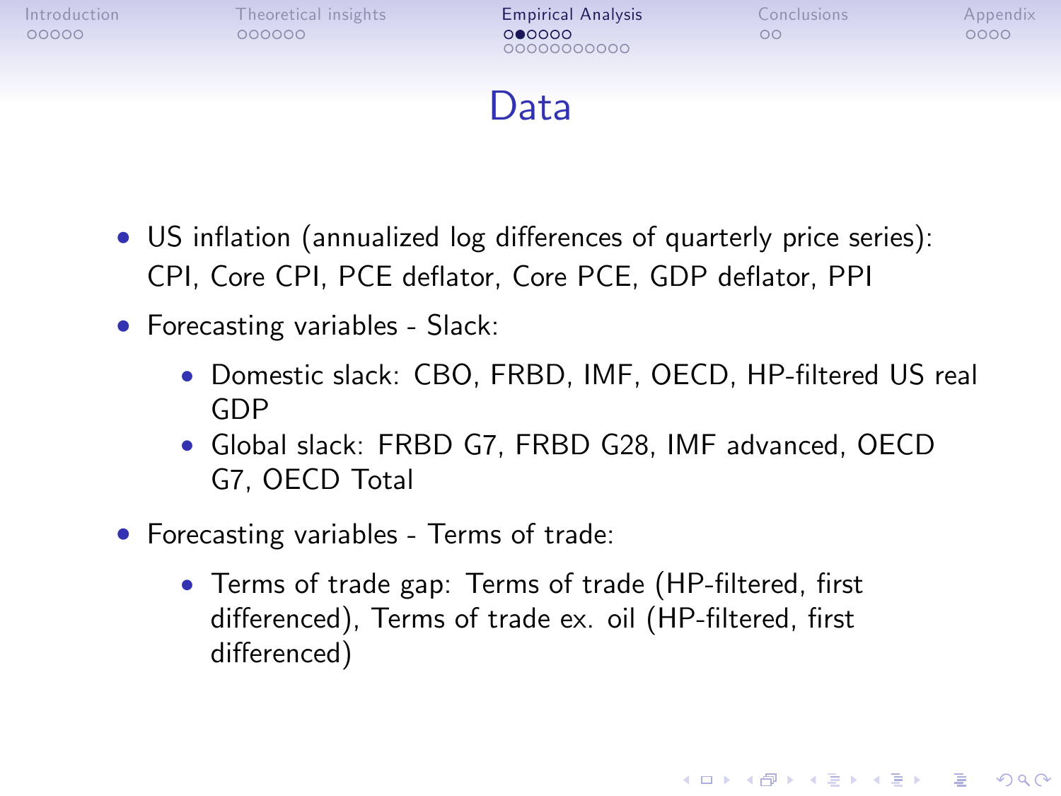# Data

- US inflation (annualized log differences of quarterly price series): CPI, Core CPI, PCE deflator, Core PCE, GDP deflator, PPI
- Forecasting variables - Slack:
  - Domestic slack: CBO, FRBD, IMF, OECD, HP-filtered US real GDP
  - Global slack: FRBD G7, FRBD G28, IMF advanced, OECD G7, OECD Total
- Forecasting variables - Terms of trade:
  - Terms of trade gap: Terms of trade (HP-filtered, first differenced), Terms of trade ex. oil (HP-filtered, first differenced)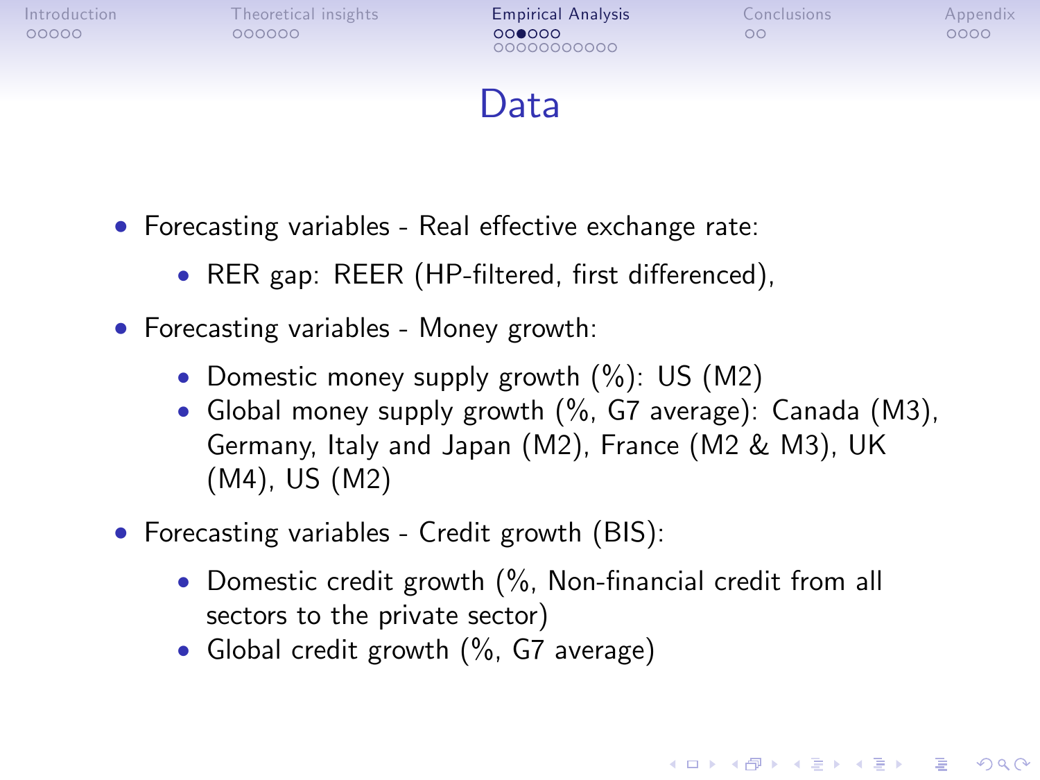# Data

- Forecasting variables - Real effective exchange rate:
  - RER gap: REER (HP-filtered, first differenced),
- Forecasting variables - Money growth:
  - Domestic money supply growth (%): US (M2)
  - Global money supply growth (%, G7 average): Canada (M3), Germany, Italy and Japan (M2), France (M2 & M3), UK (M4), US (M2)
- Forecasting variables - Credit growth (BIS):
  - Domestic credit growth (%, Non-financial credit from all sectors to the private sector)
  - Global credit growth (%, G7 average)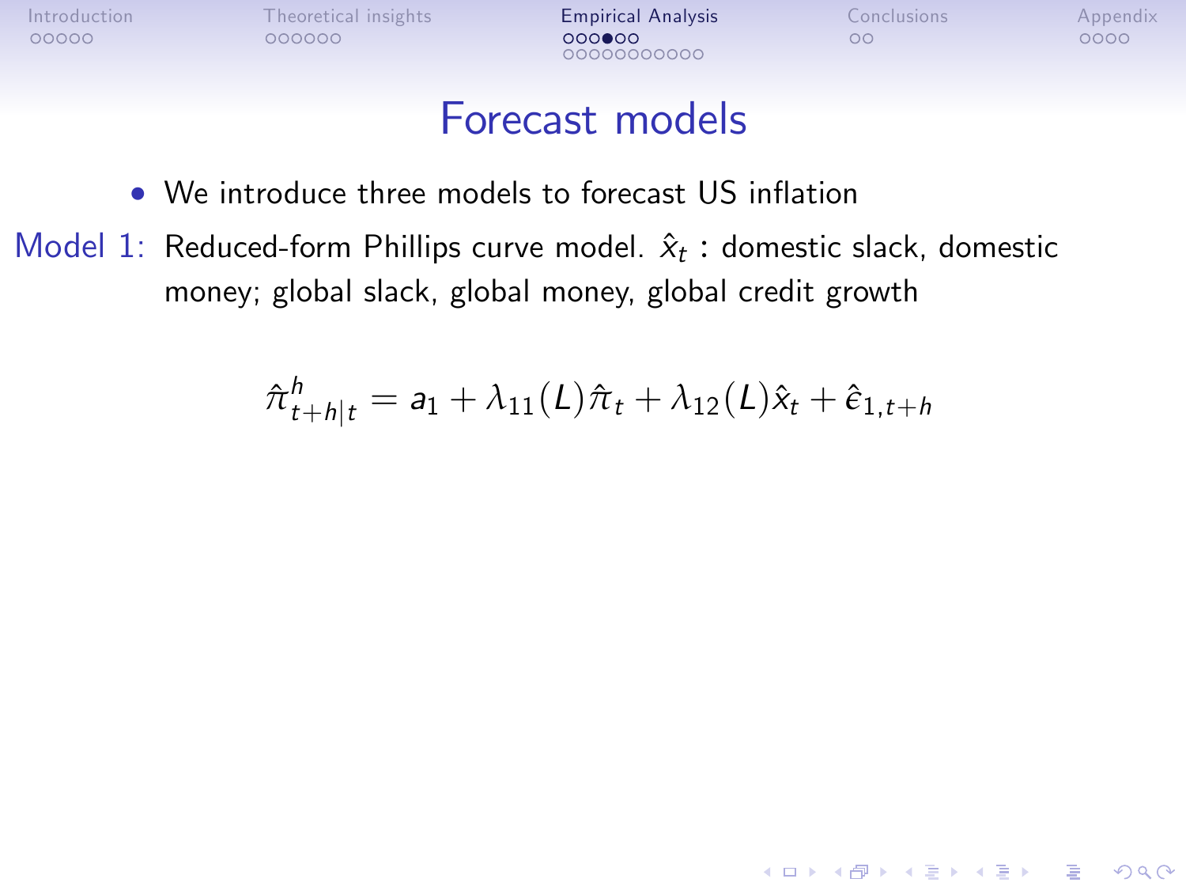# Forecast models

- We introduce three models to forecast US inflation

Model 1: Reduced-form Phillips curve model. $\hat{x}_t$ : domestic slack, domestic money; global slack, global money, global credit growth

$$\hat{\pi}^h_{t+h|t} = a_1 + \lambda_{11}(L)\hat{\pi}_t + \lambda_{12}(L)\hat{x}_t + \hat{\epsilon}_{1,t+h}$$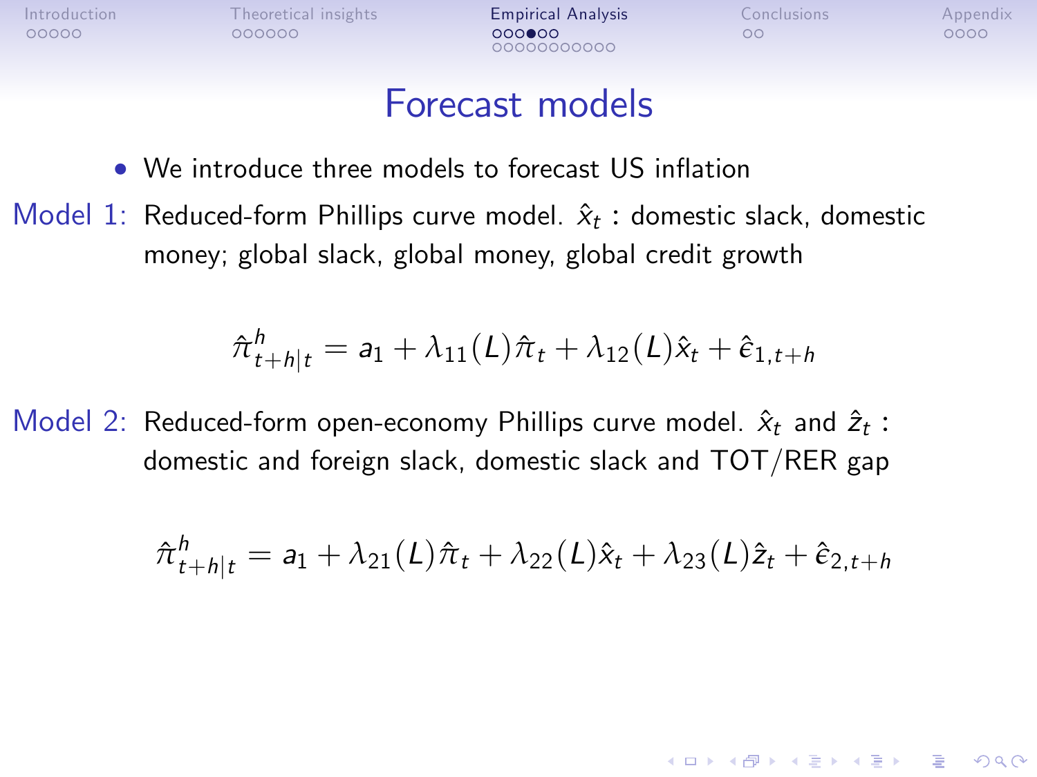# Forecast models

- We introduce three models to forecast US inflation

Model 1: Reduced-form Phillips curve model. $\hat{x}_t$ : domestic slack, domestic money; global slack, global money, global credit growth

$$\hat{\pi}^h_{t+h|t} = a_1 + \lambda_{11}(L)\hat{\pi}_t + \lambda_{12}(L)\hat{x}_t + \hat{\epsilon}_{1,t+h}$$

Model 2: Reduced-form open-economy Phillips curve model. $\hat{x}_t$ and $\hat{z}_t$ : domestic and foreign slack, domestic slack and TOT/RER gap

$$\hat{\pi}^h_{t+h|t} = a_1 + \lambda_{21}(L)\hat{\pi}_t + \lambda_{22}(L)\hat{x}_t + \lambda_{23}(L)\hat{z}_t + \hat{\epsilon}_{2,t+h}$$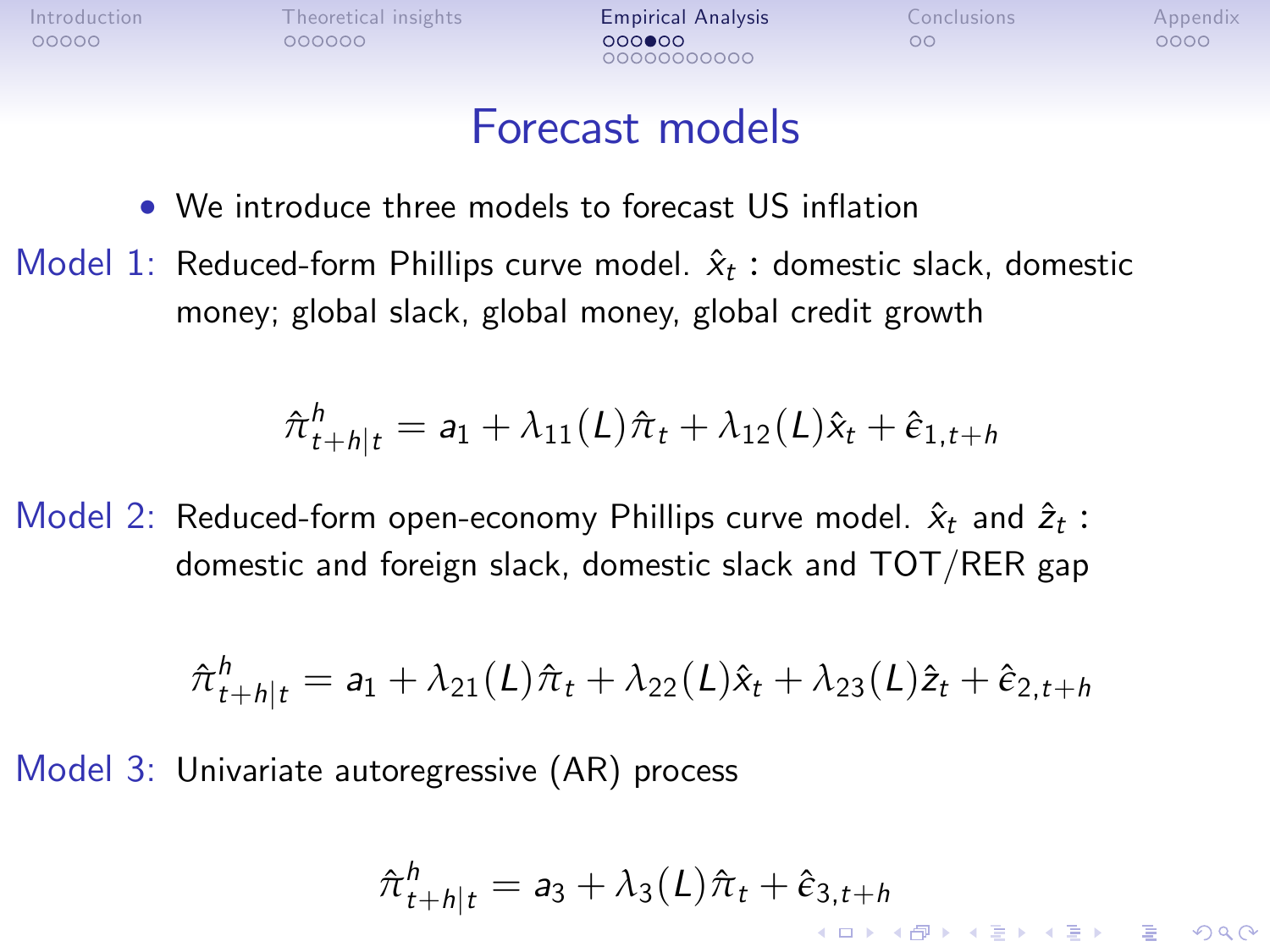# Forecast models

- We introduce three models to forecast US inflation

Model 1: Reduced-form Phillips curve model. $\hat{x}_t$ : domestic slack, domestic money; global slack, global money, global credit growth

$$\hat{\pi}^h_{t+h|t} = a_1 + \lambda_{11}(L)\hat{\pi}_t + \lambda_{12}(L)\hat{x}_t + \hat{\epsilon}_{1,t+h}$$

Model 2: Reduced-form open-economy Phillips curve model. $\hat{x}_t$ and $\hat{z}_t$ : domestic and foreign slack, domestic slack and TOT/RER gap

$$\hat{\pi}^h_{t+h|t} = a_1 + \lambda_{21}(L)\hat{\pi}_t + \lambda_{22}(L)\hat{x}_t + \lambda_{23}(L)\hat{z}_t + \hat{\epsilon}_{2,t+h}$$

Model 3: Univariate autoregressive (AR) process

$$\hat{\pi}^h_{t+h|t} = a_3 + \lambda_3(L)\hat{\pi}_t + \hat{\epsilon}_{3,t+h}$$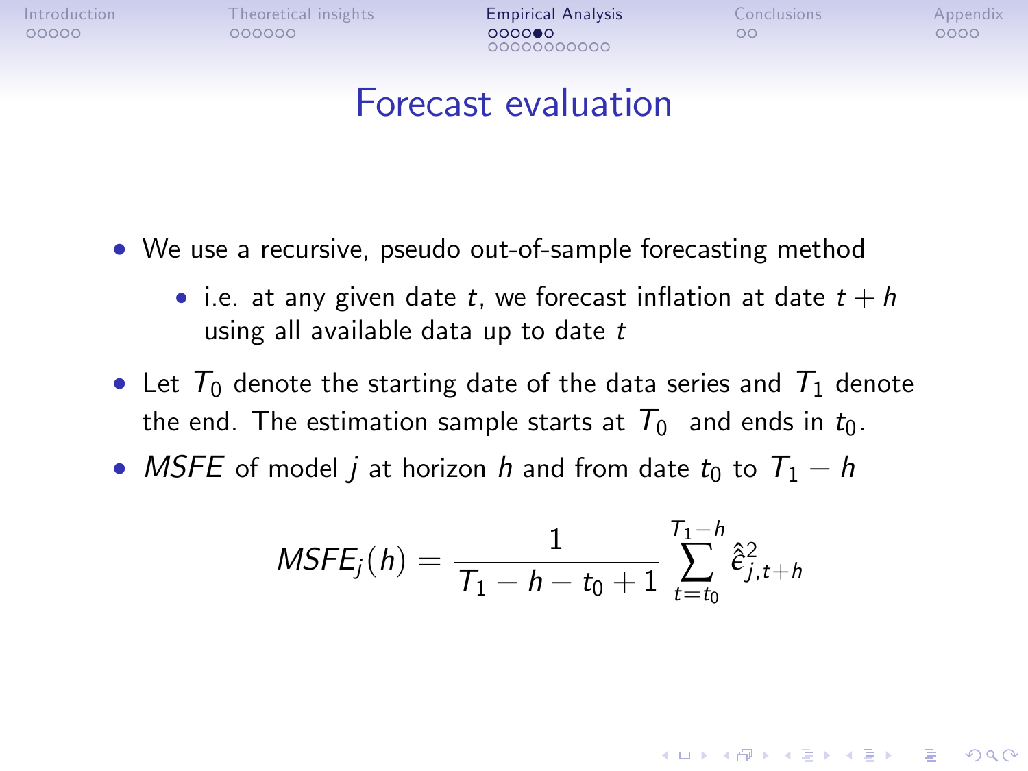# Forecast evaluation

- We use a recursive, pseudo out-of-sample forecasting method
  - i.e. at any given date $t$, we forecast inflation at date $t+h$ using all available data up to date $t$
- Let $T_0$ denote the starting date of the data series and $T_1$ denote the end. The estimation sample starts at $T_0$ and ends in $t_0$.
- *MSFE* of model $j$ at horizon $h$ and from date $t_0$ to $T_1 - h$

$$MSFE_j(h) = \frac{1}{T_1 - h - t_0 + 1} \sum_{t=t_0}^{T_1-h} \hat{\hat{\epsilon}}_{j,t+h}^2$$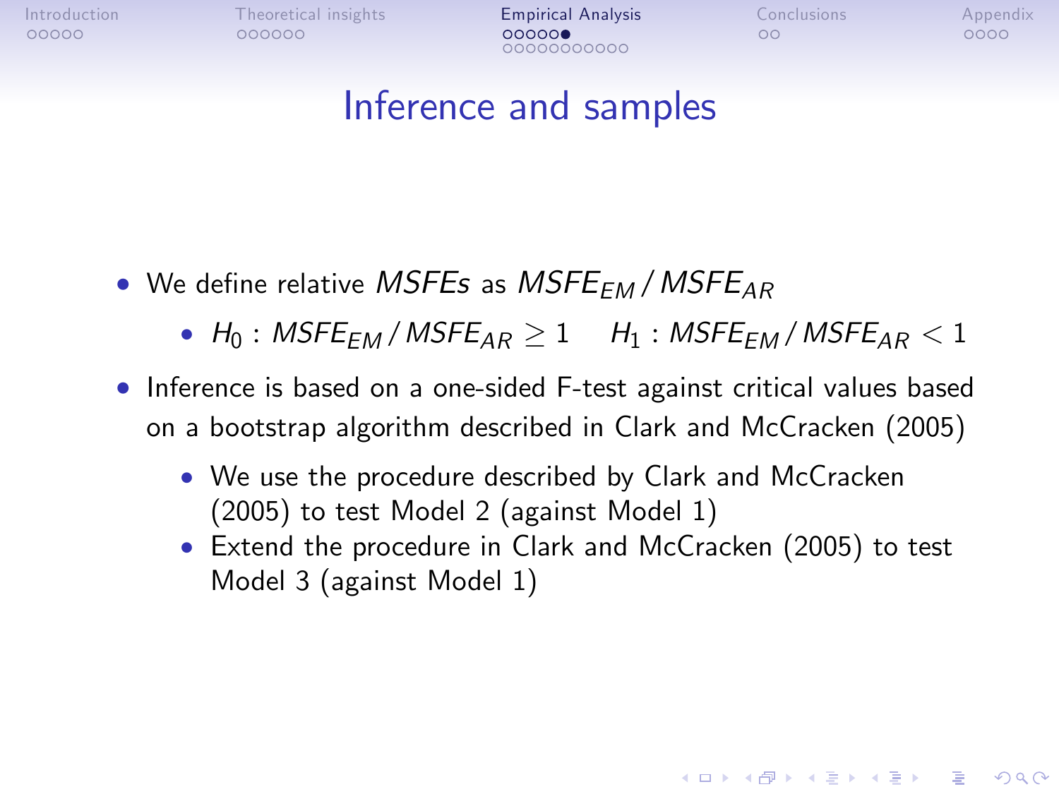# Inference and samples

- We define relative *MSFEs* as $MSFE_{EM} / MSFE_{AR}$
  - $H_0 : MSFE_{EM} / MSFE_{AR} \geq 1 \quad H_1 : MSFE_{EM} / MSFE_{AR} < 1$
- Inference is based on a one-sided F-test against critical values based on a bootstrap algorithm described in Clark and McCracken (2005)
  - We use the procedure described by Clark and McCracken (2005) to test Model 2 (against Model 1)
  - Extend the procedure in Clark and McCracken (2005) to test Model 3 (against Model 1)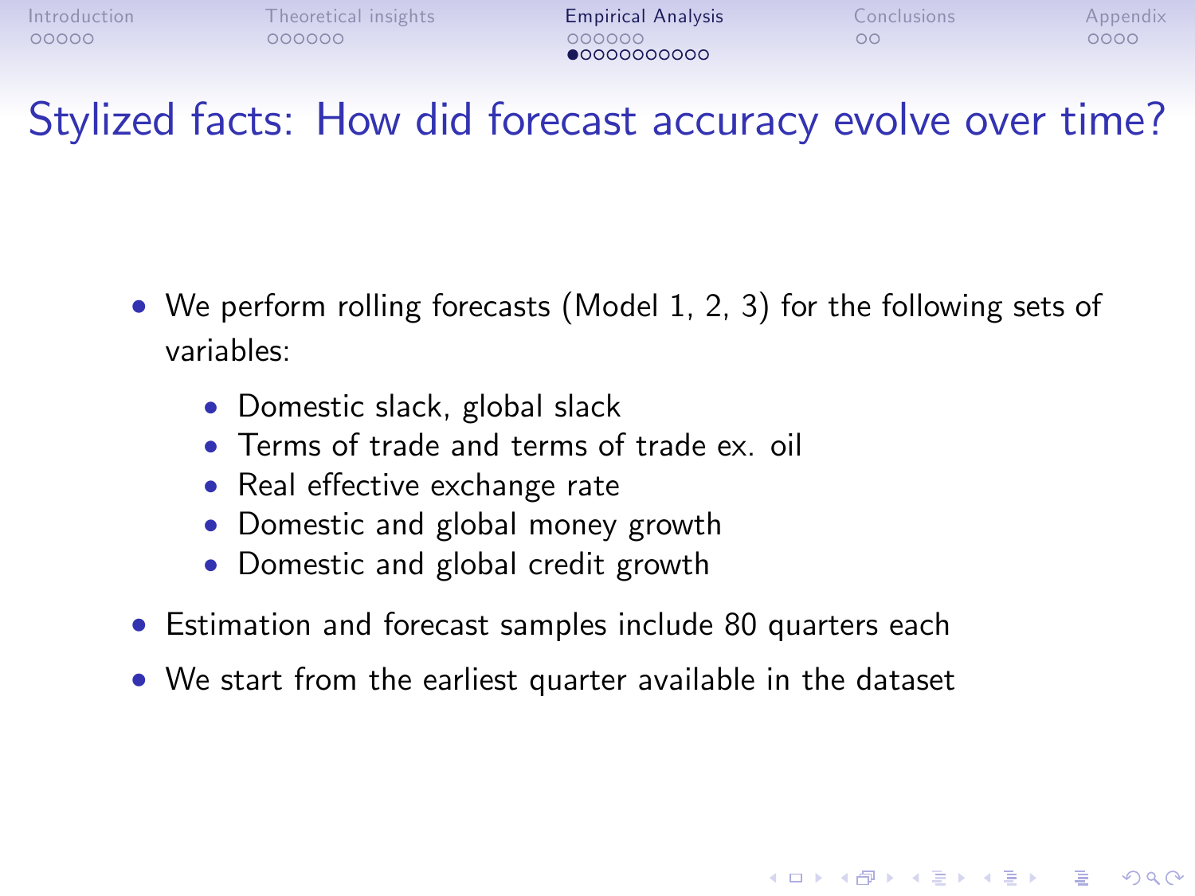# Stylized facts: How did forecast accuracy evolve over time?

- We perform rolling forecasts (Model 1, 2, 3) for the following sets of variables:
  - Domestic slack, global slack
  - Terms of trade and terms of trade ex. oil
  - Real effective exchange rate
  - Domestic and global money growth
  - Domestic and global credit growth
- Estimation and forecast samples include 80 quarters each
- We start from the earliest quarter available in the dataset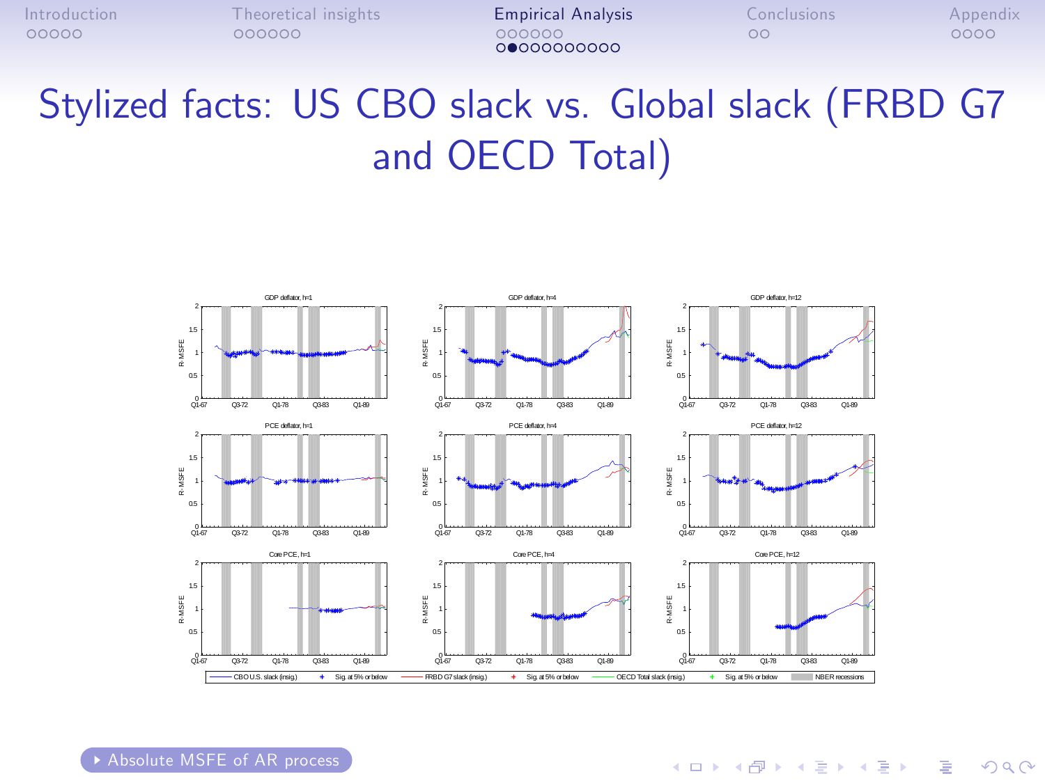# Stylized facts: US CBO slack vs. Global slack (FRBD G7 and OECD Total)

GDP deflator, h=1 | GDP deflator, h=4 | GDP deflator, h=12

PCE deflator, h=1 | PCE deflator, h=4 | PCE deflator, h=12

Core PCE, h=1 | Core PCE, h=4 | Core PCE, h=12

CBO U.S. slack (insig.) | Sig. at 5% or below | FRBD G7 slack (insig.) | Sig. at 5% or below | OECD Total slack (insig.) | Sig. at 5% or below | NBER recessions

Absolute MSFE of AR process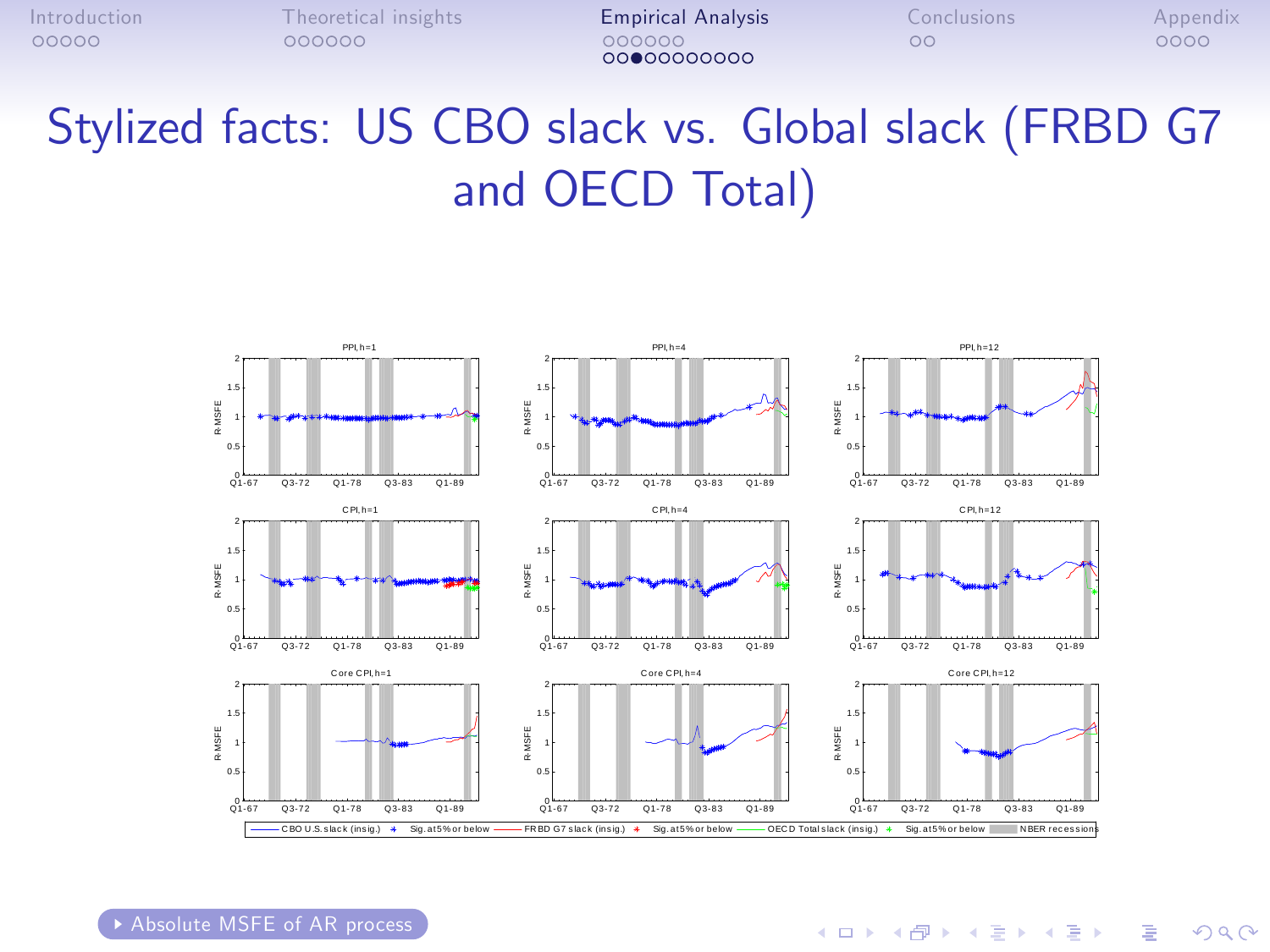# Stylized facts: US CBO slack vs. Global slack (FRBD G7 and OECD Total)

▸ Absolute MSFE of AR process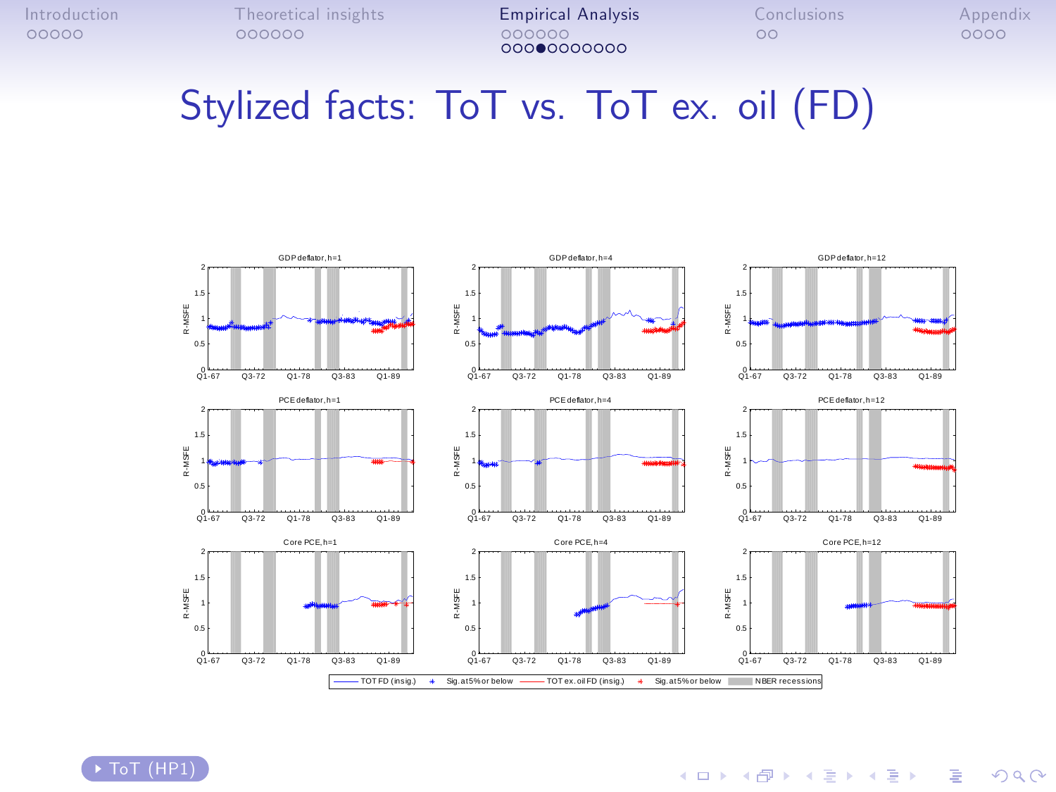# Stylized facts: ToT vs. ToT ex. oil (FD)

GDP deflator, h=1 | GDP deflator, h=4 | GDP deflator, h=12

PCE deflator, h=1 | PCE deflator, h=4 | PCE deflator, h=12

Core PCE, h=1 | Core PCE, h=4 | Core PCE, h=12

R-MSFE

Q1-67 Q3-72 Q1-78 Q3-83 Q1-89

TOT FD (insig.) | Sig. at 5% or below | TOT ex. oil FD (insig.) | Sig. at 5% or below | NBER recessions

ToT (HP1)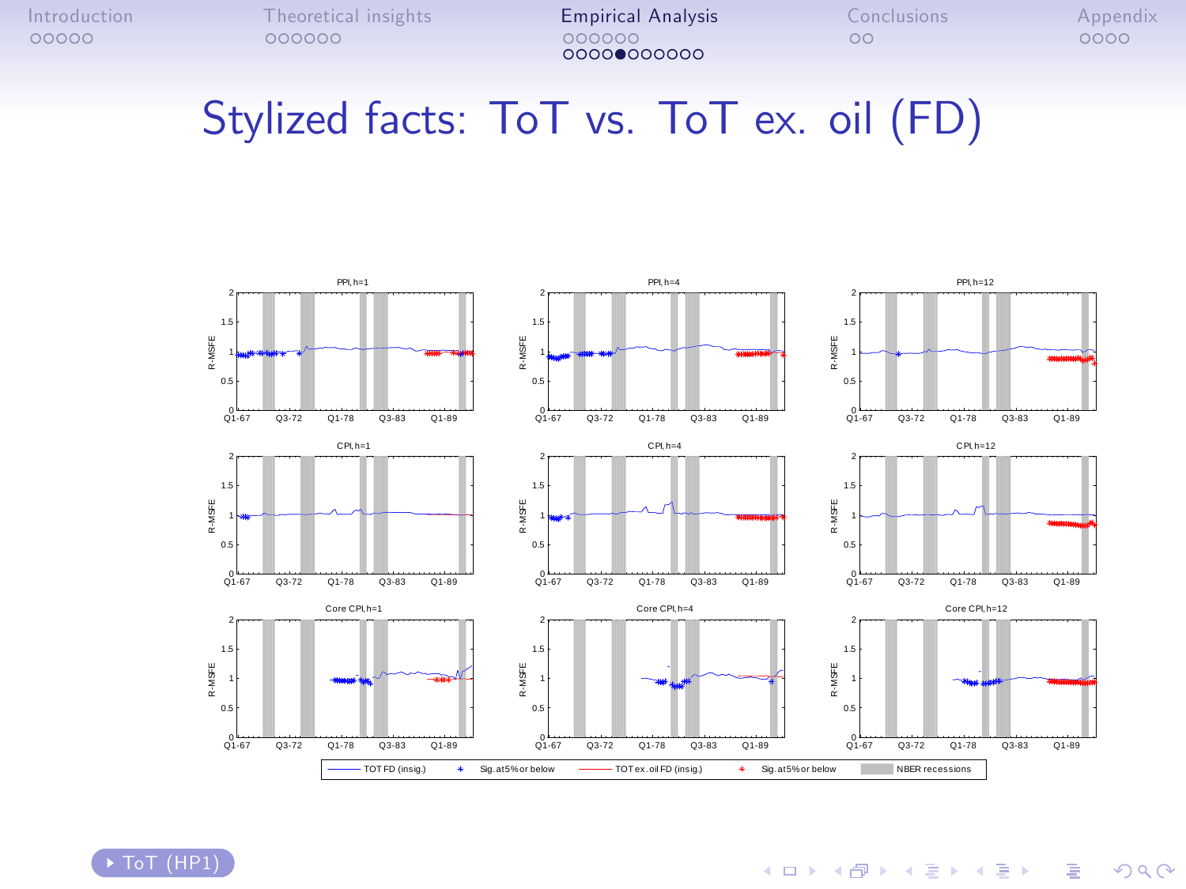# Stylized facts: ToT vs. ToT ex. oil (FD)

PPI, h=1 | PPI, h=4 | PPI, h=12

CPI, h=1 | CPI, h=4 | CPI, h=12

Core CPI, h=1 | Core CPI, h=4 | Core CPI, h=12

R-MSFE

Q1-67 Q3-72 Q1-78 Q3-83 Q1-89

TOT FD (insig.) | Sig. at 5% or below | TOT ex. oil FD (insig.) | Sig. at 5% or below | NBER recessions

ToT (HP1)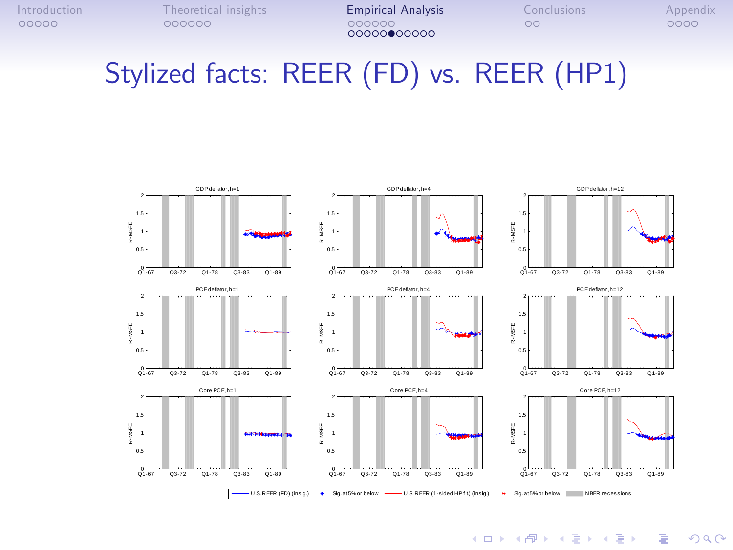# Stylized facts: REER (FD) vs. REER (HP1)

GDP deflator, h=1 | GDP deflator, h=4 | GDP deflator, h=12

PCE deflator, h=1 | PCE deflator, h=4 | PCE deflator, h=12

Core PCE, h=1 | Core PCE, h=4 | Core PCE, h=12

R-MSFE

Q1-67 Q3-72 Q1-78 Q3-83 Q1-89

U.S. REER (FD) (insig.) | Sig. at 5% or below | U.S. REER (1-sided HP filt) (insig.) | Sig. at 5% or below | NBER recessions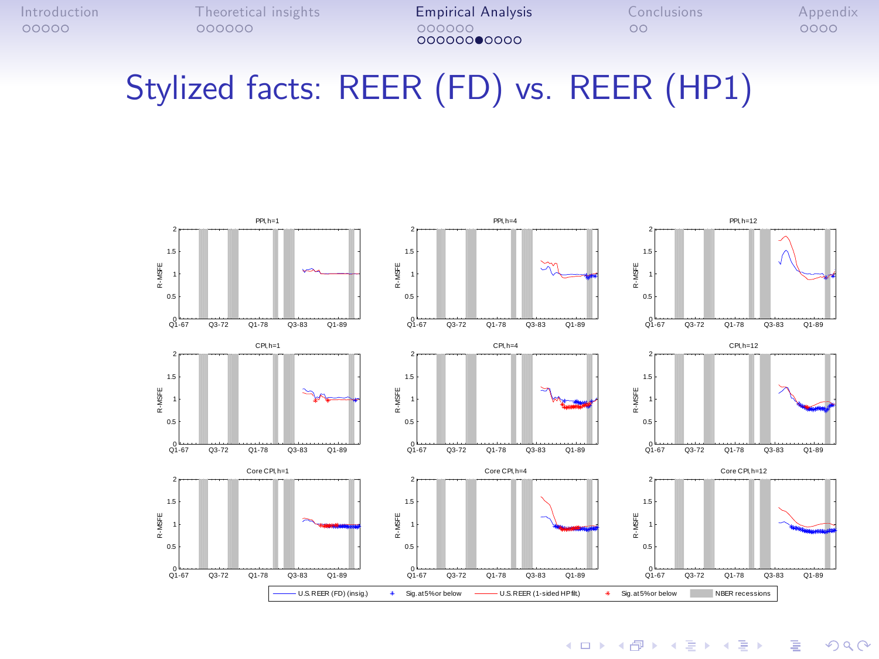# Stylized facts: REER (FD) vs. REER (HP1)

PPI, h=1 — PPI, h=4 — PPI, h=12

CPI, h=1 — CPI, h=4 — CPI, h=12

Core CPI, h=1 — Core CPI, h=4 — Core CPI, h=12

R-MSFE

Q1-67 Q3-72 Q1-78 Q3-83 Q1-89

U.S. REER (FD) (insig.) + Sig. at 5% or below — U.S. REER (1-sided HP filt) * Sig. at 5% or below — NBER recessions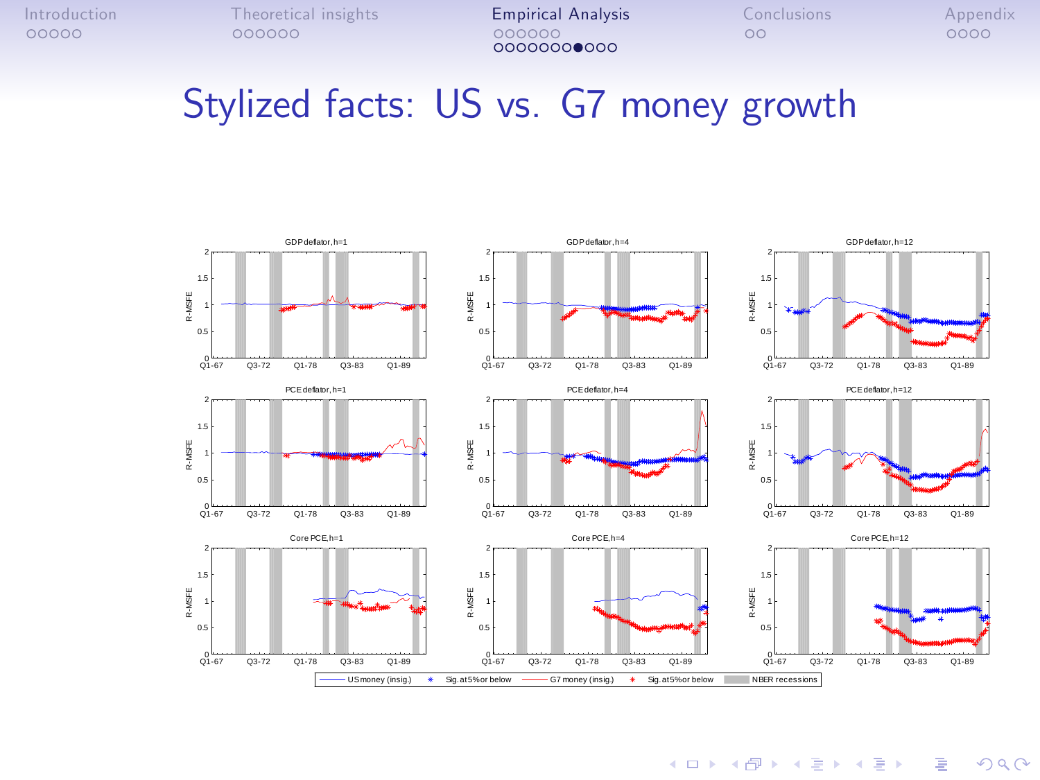# Stylized facts: US vs. G7 money growth

GDP deflator, h=1

GDP deflator, h=4

GDP deflator, h=12

PCE deflator, h=1

PCE deflator, h=4

PCE deflator, h=12

Core PCE, h=1

Core PCE, h=4

Core PCE, h=12

US money (insig.) | Sig. at 5% or below | G7 money (insig.) | Sig. at 5% or below | NBER recessions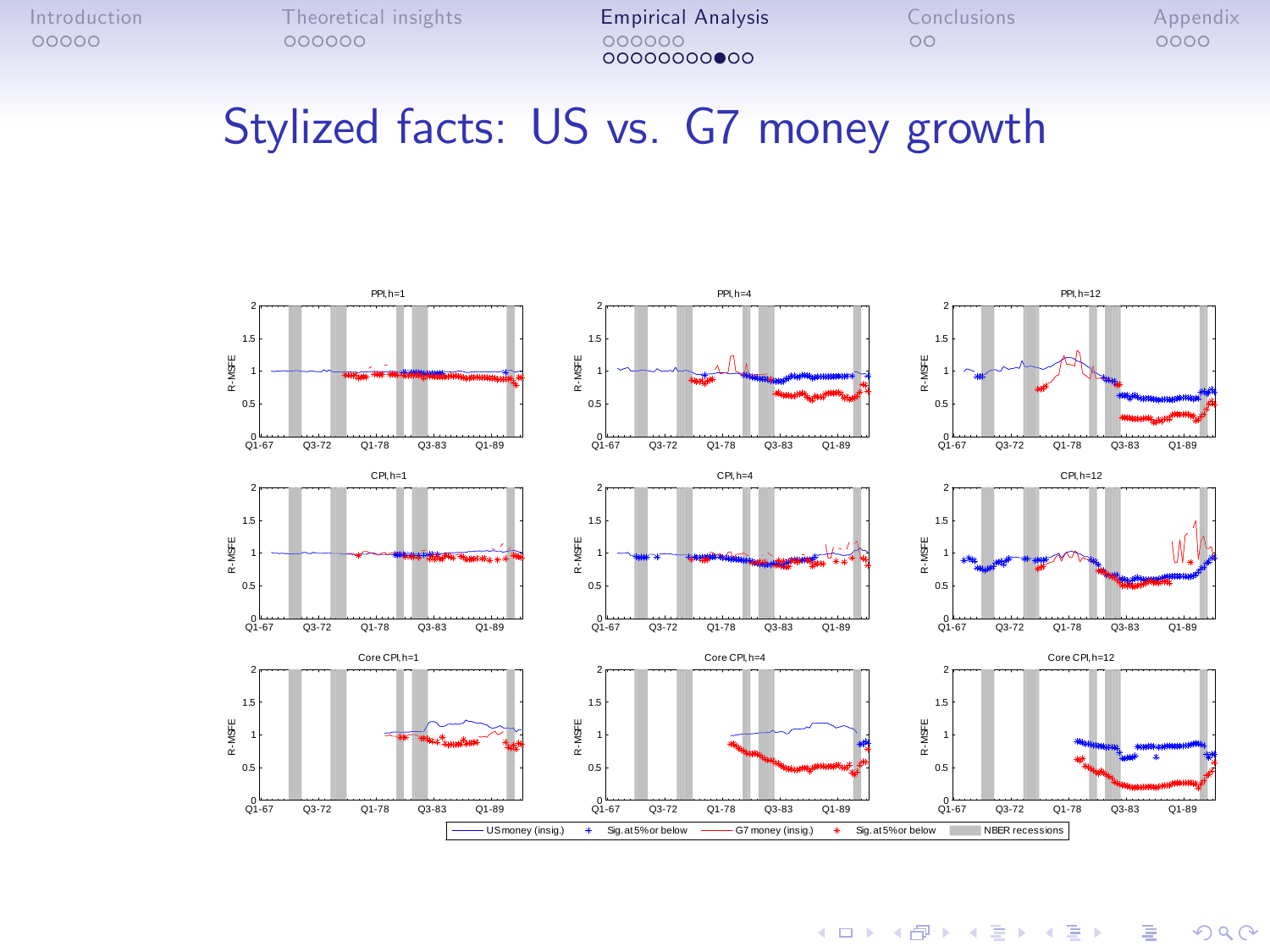# Stylized facts: US vs. G7 money growth

PPI, h=1 | PPI, h=4 | PPI, h=12

CPI, h=1 | CPI, h=4 | CPI, h=12

Core CPI, h=1 | Core CPI, h=4 | Core CPI, h=12

US money (insig.) + Sig. at 5% or below — G7 money (insig.) * Sig. at 5% or below ■ NBER recessions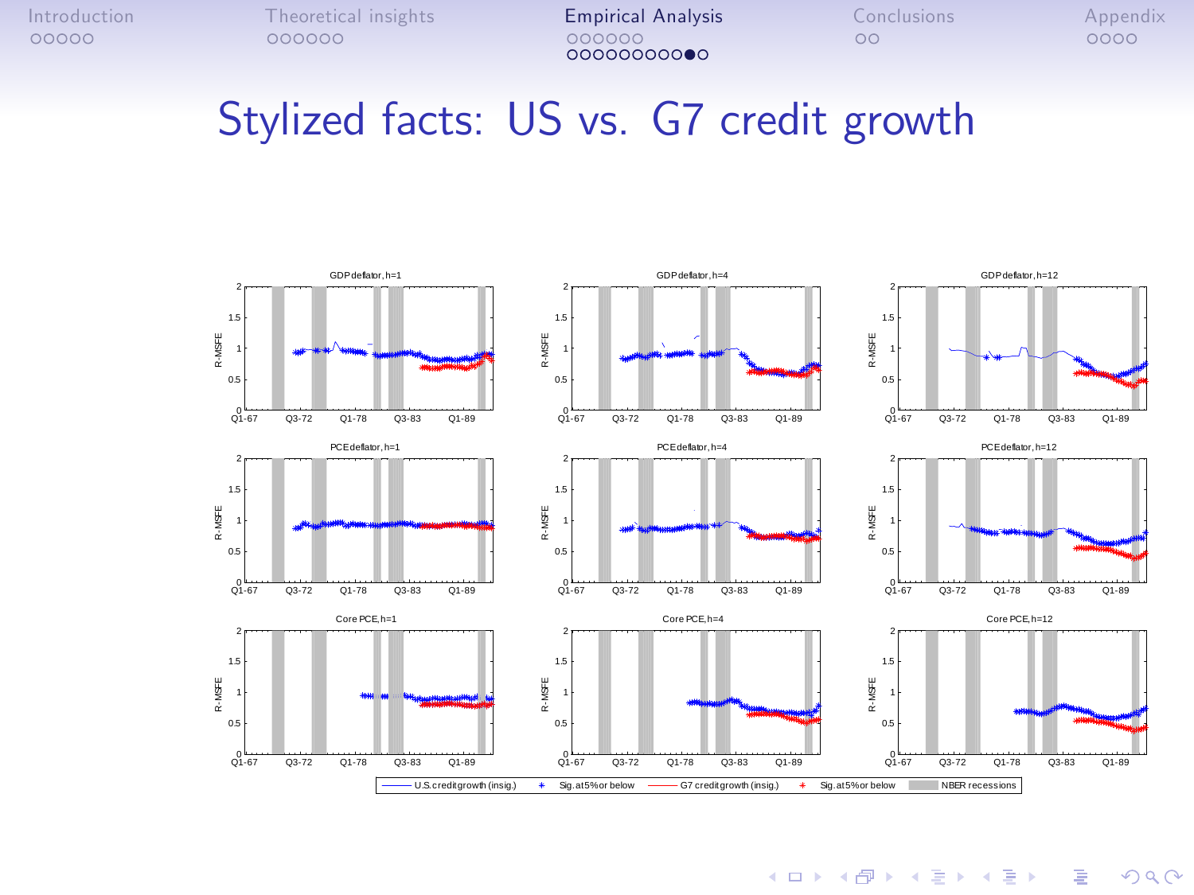# Stylized facts: US vs. G7 credit growth

GDP deflator, h=1 | GDP deflator, h=4 | GDP deflator, h=12

PCE deflator, h=1 | PCE deflator, h=4 | PCE deflator, h=12

Core PCE, h=1 | Core PCE, h=4 | Core PCE, h=12

R-MSFE

Q1-67 Q3-72 Q1-78 Q3-83 Q1-89

U.S. credit growth (insig.) | Sig. at 5% or below | G7 credit growth (insig.) | Sig. at 5% or below | NBER recessions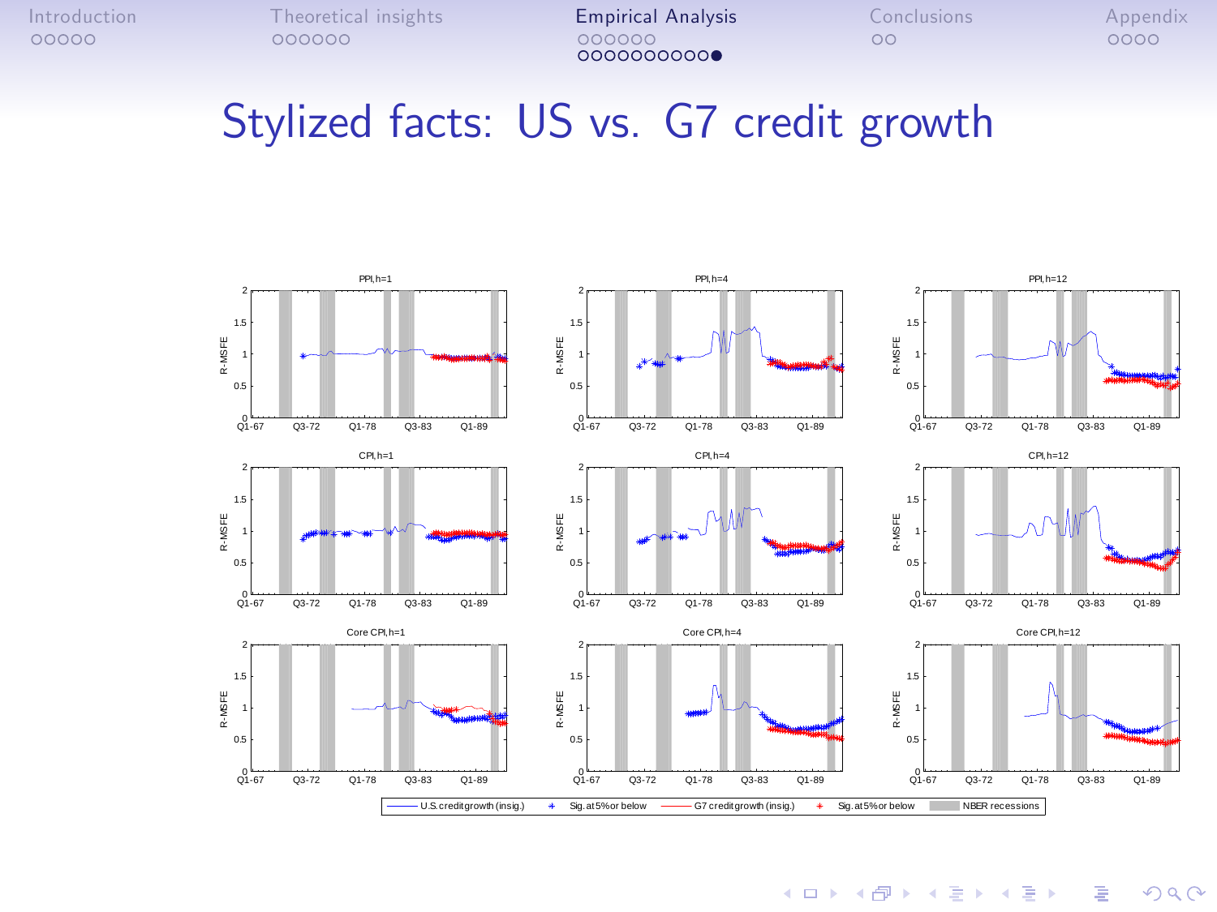# Stylized facts: US vs. G7 credit growth

PPI, h=1 | PPI, h=4 | PPI, h=12

CPI, h=1 | CPI, h=4 | CPI, h=12

Core CPI, h=1 | Core CPI, h=4 | Core CPI, h=12

R-MSFE

Q1-67 Q3-72 Q1-78 Q3-83 Q1-89

U.S. credit growth (insig.) | Sig. at 5% or below | G7 credit growth (insig.) | Sig. at 5% or below | NBER recessions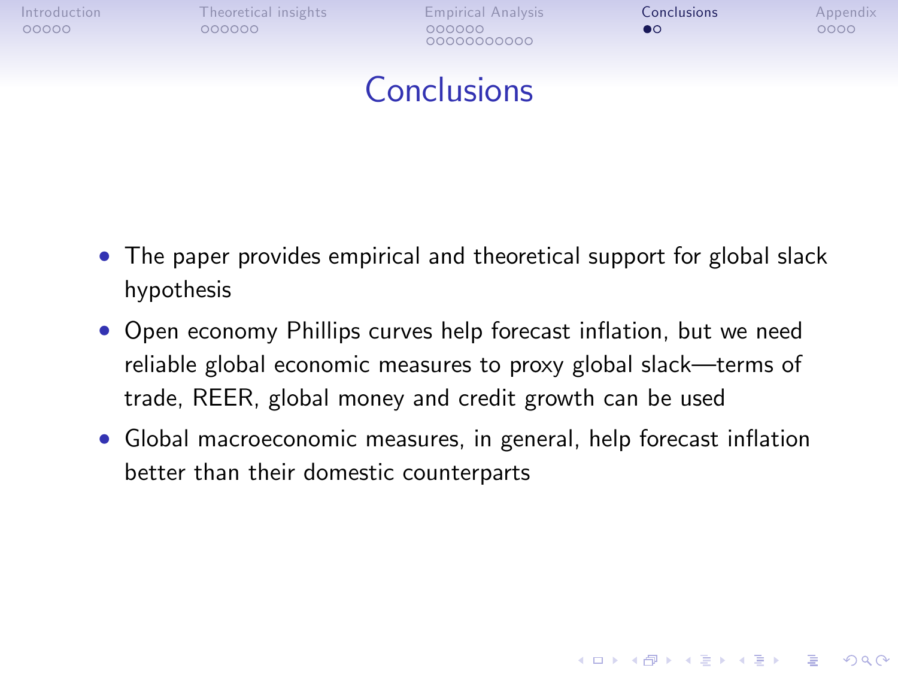# Conclusions

- The paper provides empirical and theoretical support for global slack hypothesis
- Open economy Phillips curves help forecast inflation, but we need reliable global economic measures to proxy global slack—terms of trade, REER, global money and credit growth can be used
- Global macroeconomic measures, in general, help forecast inflation better than their domestic counterparts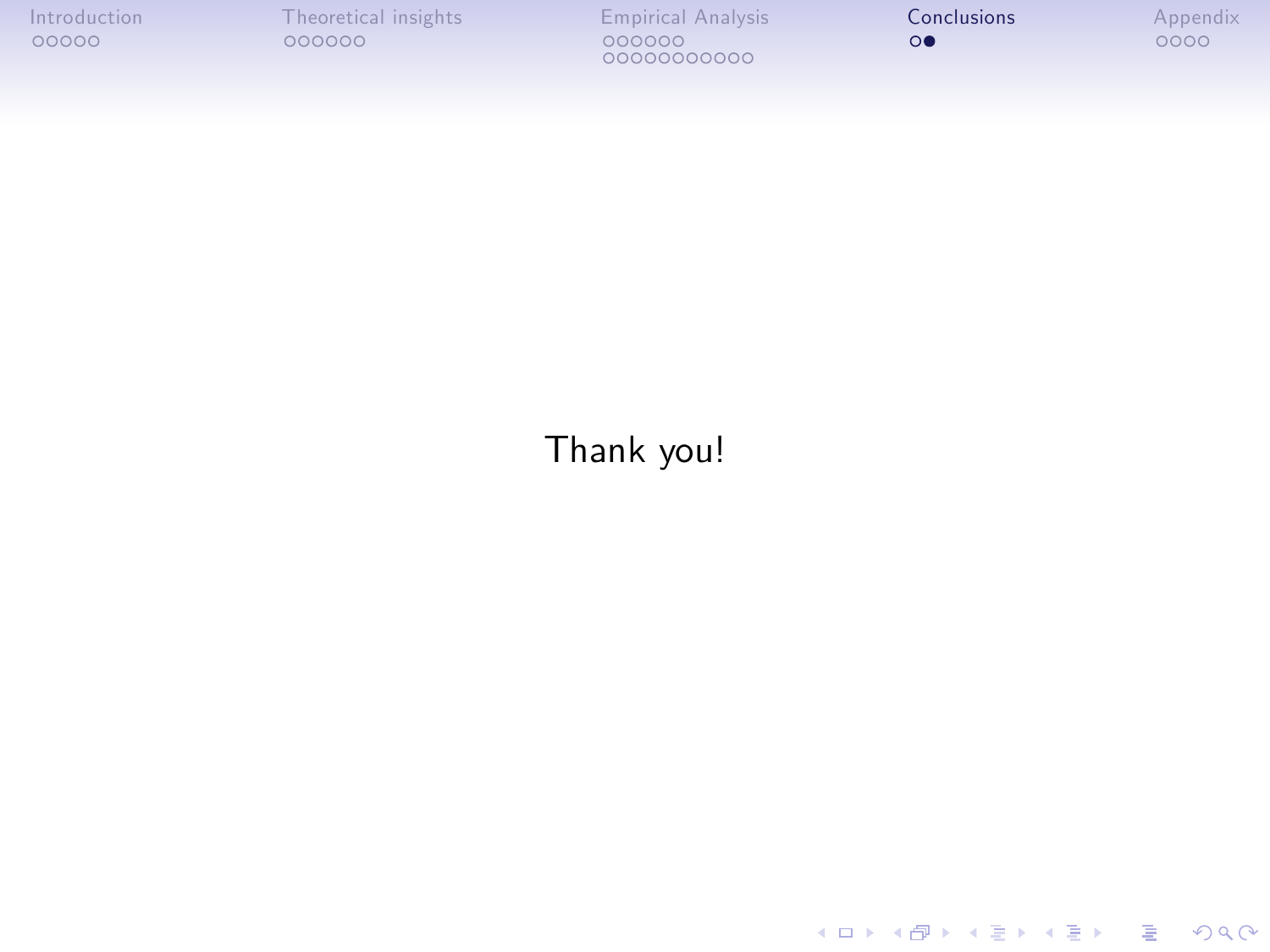Thank you!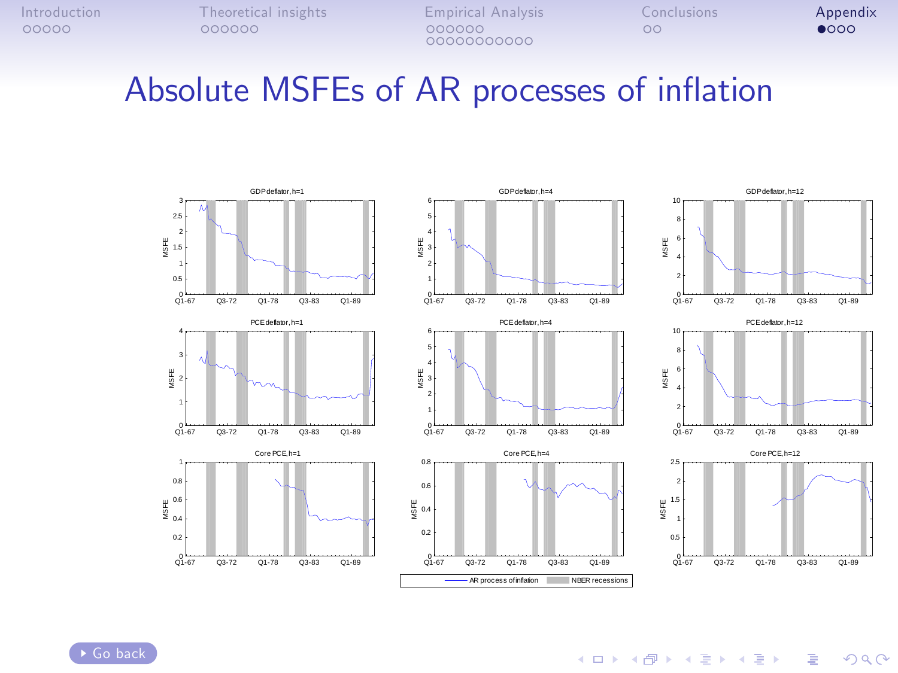# Absolute MSFEs of AR processes of inflation

GDP deflator, h=1

GDP deflator, h=4

GDP deflator, h=12

PCE deflator, h=1

PCE deflator, h=4

PCE deflator, h=12

Core PCE, h=1

Core PCE, h=4

Core PCE, h=12

AR process of inflation | NBER recessions

Go back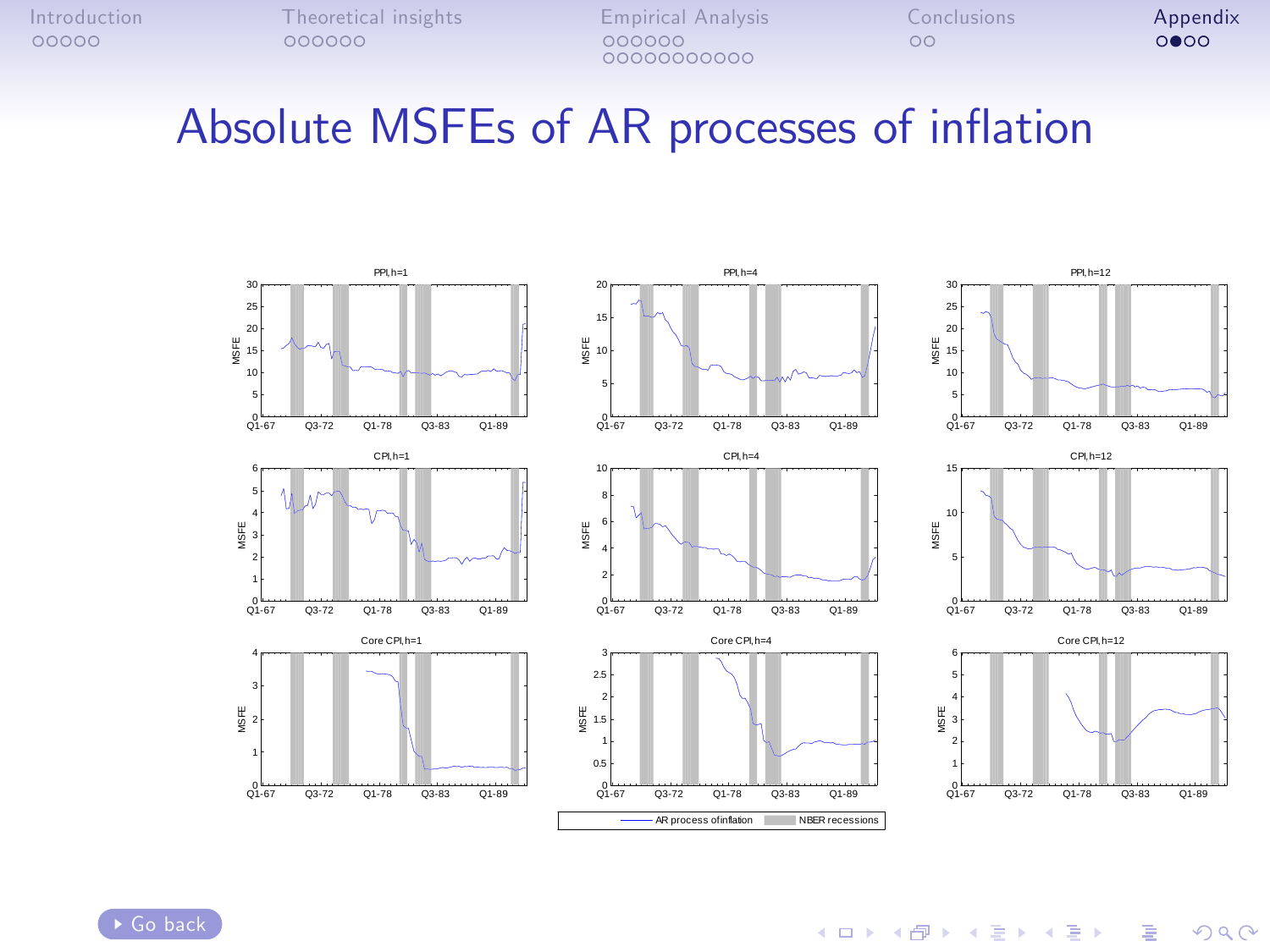# Absolute MSFEs of AR processes of inflation

PPI, h=1 | PPI, h=4 | PPI, h=12

CPI, h=1 | CPI, h=4 | CPI, h=12

Core CPI, h=1 | Core CPI, h=4 | Core CPI, h=12

AR process of inflation | NBER recessions

Go back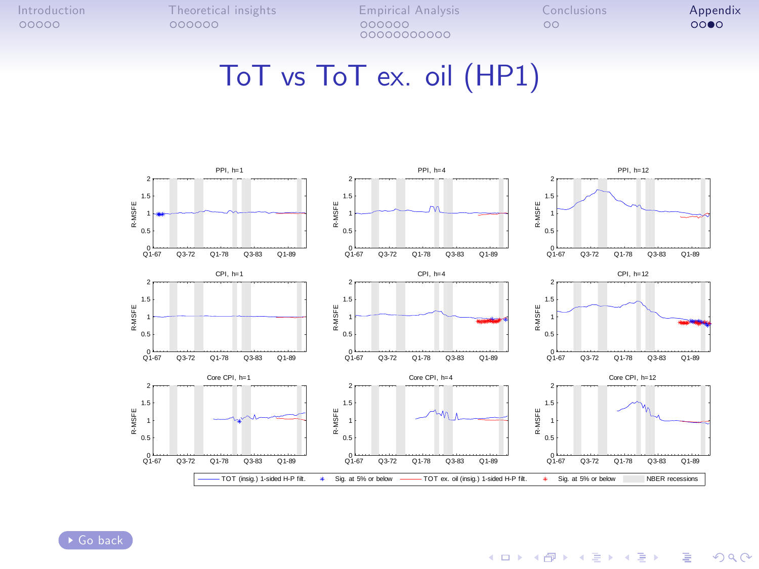# ToT vs ToT ex. oil (HP1)

PPI, h=1

PPI, h=4

PPI, h=12

CPI, h=1

CPI, h=4

CPI, h=12

Core CPI, h=1

Core CPI, h=4

Core CPI, h=12

—— TOT (insig.) 1-sided H-P filt. * Sig. at 5% or below —— TOT ex. oil (insig.) 1-sided H-P filt. * Sig. at 5% or below ▭ NBER recessions

Go back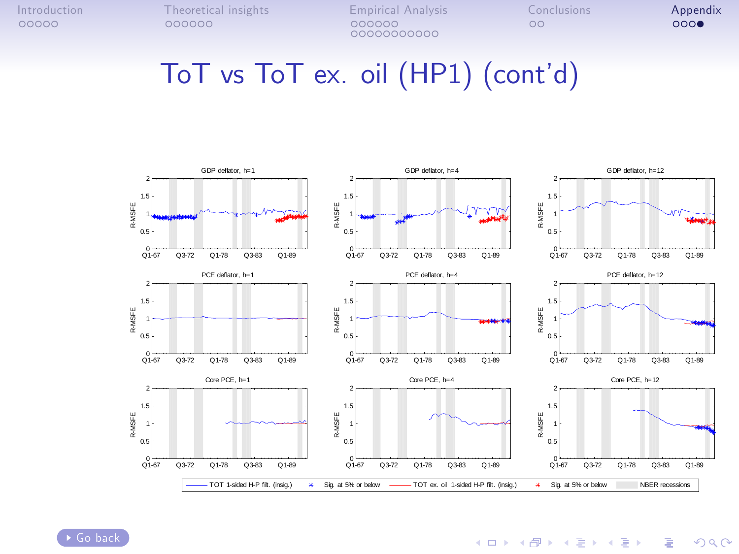# ToT vs ToT ex. oil (HP1) (cont'd)

GDP deflator, h=1

GDP deflator, h=4

GDP deflator, h=12

PCE deflator, h=1

PCE deflator, h=4

PCE deflator, h=12

Core PCE, h=1

Core PCE, h=4

Core PCE, h=12

R-MSFE

2
1.5
1
0.5
0

Q1-67 Q3-72 Q1-78 Q3-83 Q1-89

TOT 1-sided H-P filt. (insig.) * Sig. at 5% or below TOT ex. oil 1-sided H-P filt. (insig.) * Sig. at 5% or below NBER recessions

Go back